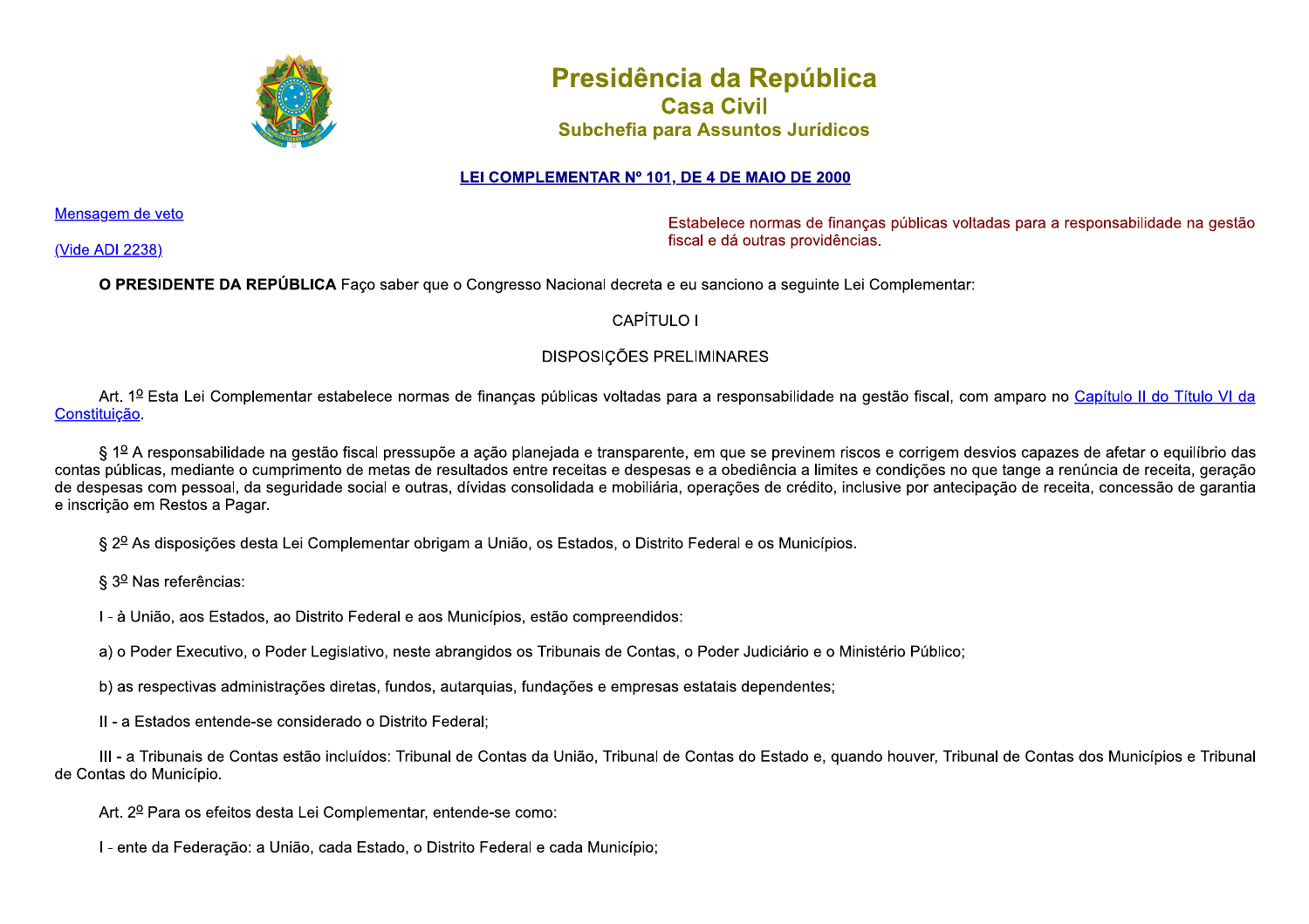# Presidência da República
## Casa Civil
### Subchefia para Assuntos Jurídicos

## LEI COMPLEMENTAR Nº 101, DE 4 DE MAIO DE 2000

Mensagem de veto

(Vide ADI 2238)

Estabelece normas de finanças públicas voltadas para a responsabilidade na gestão fiscal e dá outras providências.

**O PRESIDENTE DA REPÚBLICA** Faço saber que o Congresso Nacional decreta e eu sanciono a seguinte Lei Complementar:

CAPÍTULO I

DISPOSIÇÕES PRELIMINARES

Art. 1º Esta Lei Complementar estabelece normas de finanças públicas voltadas para a responsabilidade na gestão fiscal, com amparo no Capítulo II do Título VI da Constituição.

§ 1º A responsabilidade na gestão fiscal pressupõe a ação planejada e transparente, em que se previnem riscos e corrigem desvios capazes de afetar o equilíbrio das contas públicas, mediante o cumprimento de metas de resultados entre receitas e despesas e a obediência a limites e condições no que tange a renúncia de receita, geração de despesas com pessoal, da seguridade social e outras, dívidas consolidada e mobiliária, operações de crédito, inclusive por antecipação de receita, concessão de garantia e inscrição em Restos a Pagar.

§ 2º As disposições desta Lei Complementar obrigam a União, os Estados, o Distrito Federal e os Municípios.

§ 3º Nas referências:

I - à União, aos Estados, ao Distrito Federal e aos Municípios, estão compreendidos:

a) o Poder Executivo, o Poder Legislativo, neste abrangidos os Tribunais de Contas, o Poder Judiciário e o Ministério Público;

b) as respectivas administrações diretas, fundos, autarquias, fundações e empresas estatais dependentes;

II - a Estados entende-se considerado o Distrito Federal;

III - a Tribunais de Contas estão incluídos: Tribunal de Contas da União, Tribunal de Contas do Estado e, quando houver, Tribunal de Contas dos Municípios e Tribunal de Contas do Município.

Art. 2º Para os efeitos desta Lei Complementar, entende-se como:

I - ente da Federação: a União, cada Estado, o Distrito Federal e cada Município;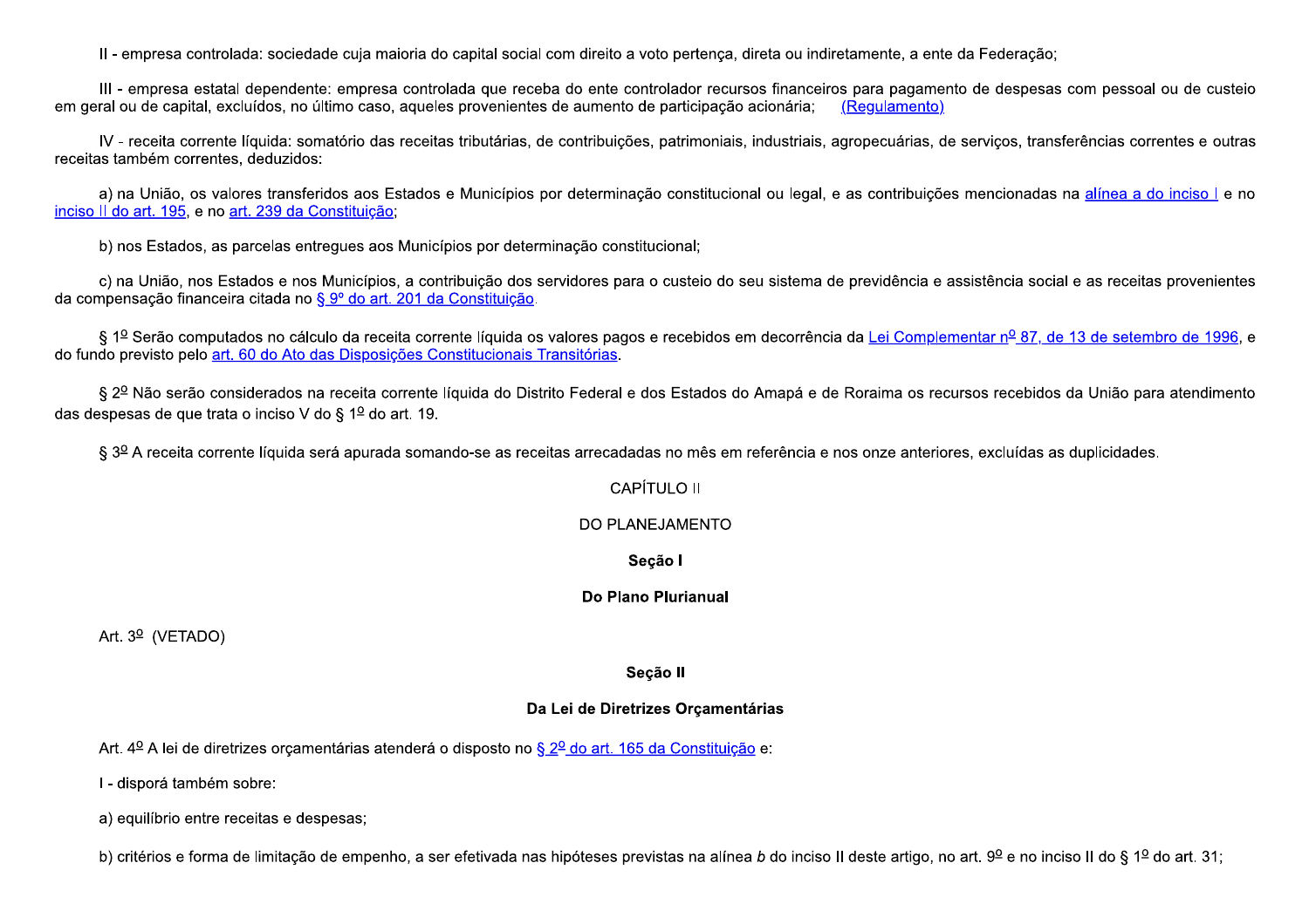II - empresa controlada: sociedade cuja maioria do capital social com direito a voto pertença, direta ou indiretamente, a ente da Federação;

III - empresa estatal dependente: empresa controlada que receba do ente controlador recursos financeiros para pagamento de despesas com pessoal ou de custeio em geral ou de capital, excluídos, no último caso, aqueles provenientes de aumento de participação acionária; (Regulamento)

IV - receita corrente líquida: somatório das receitas tributárias, de contribuições, patrimoniais, industriais, agropecuárias, de serviços, transferências correntes e outras receitas também correntes, deduzidos:

a) na União, os valores transferidos aos Estados e Municípios por determinação constitucional ou legal, e as contribuições mencionadas na alínea a do inciso I e no inciso II do art. 195, e no art. 239 da Constituição;

b) nos Estados, as parcelas entregues aos Municípios por determinação constitucional;

c) na União, nos Estados e nos Municípios, a contribuição dos servidores para o custeio do seu sistema de previdência e assistência social e as receitas provenientes da compensação financeira citada no § 9º do art. 201 da Constituição.

§ 1º Serão computados no cálculo da receita corrente líquida os valores pagos e recebidos em decorrência da Lei Complementar nº 87, de 13 de setembro de 1996, e do fundo previsto pelo art. 60 do Ato das Disposições Constitucionais Transitórias.

§ 2º Não serão considerados na receita corrente líquida do Distrito Federal e dos Estados do Amapá e de Roraima os recursos recebidos da União para atendimento das despesas de que trata o inciso V do § 1º do art. 19.

§ 3º A receita corrente líquida será apurada somando-se as receitas arrecadadas no mês em referência e nos onze anteriores, excluídas as duplicidades.

## CAPÍTULO II

## DO PLANEJAMENTO

### Seção I

### Do Plano Plurianual

Art. 3º (VETADO)

### Seção II

### Da Lei de Diretrizes Orçamentárias

Art. 4º A lei de diretrizes orçamentárias atenderá o disposto no § 2º do art. 165 da Constituição e:

I - disporá também sobre:

a) equilíbrio entre receitas e despesas;

b) critérios e forma de limitação de empenho, a ser efetivada nas hipóteses previstas na alínea *b* do inciso II deste artigo, no art. 9º e no inciso II do § 1º do art. 31;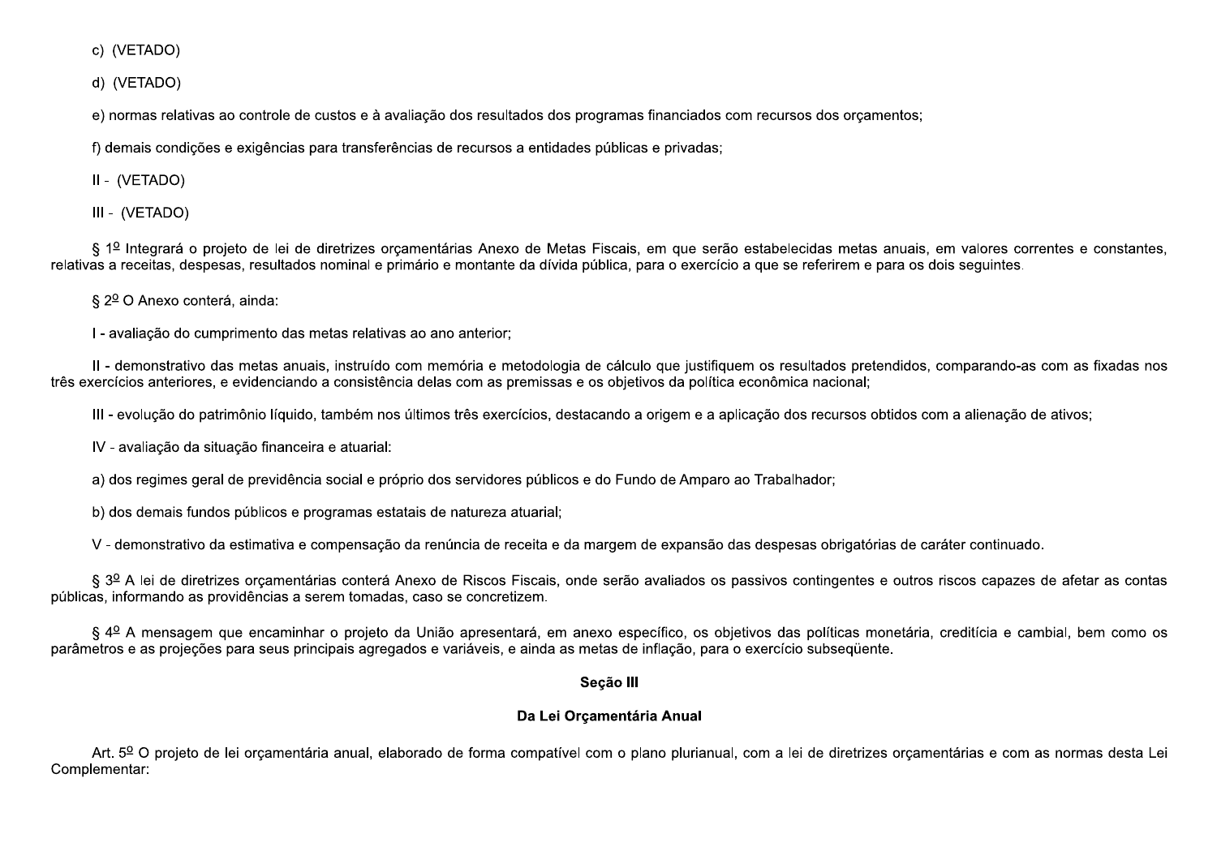c) (VETADO)

d) (VETADO)

e) normas relativas ao controle de custos e à avaliação dos resultados dos programas financiados com recursos dos orçamentos;

f) demais condições e exigências para transferências de recursos a entidades públicas e privadas;

II - (VETADO)

III - (VETADO)

§ 1º Integrará o projeto de lei de diretrizes orçamentárias Anexo de Metas Fiscais, em que serão estabelecidas metas anuais, em valores correntes e constantes, relativas a receitas, despesas, resultados nominal e primário e montante da dívida pública, para o exercício a que se referirem e para os dois seguintes.

§ 2º O Anexo conterá, ainda:

I - avaliação do cumprimento das metas relativas ao ano anterior;

II - demonstrativo das metas anuais, instruído com memória e metodologia de cálculo que justifiquem os resultados pretendidos, comparando-as com as fixadas nos três exercícios anteriores, e evidenciando a consistência delas com as premissas e os objetivos da política econômica nacional;

III - evolução do patrimônio líquido, também nos últimos três exercícios, destacando a origem e a aplicação dos recursos obtidos com a alienação de ativos;

IV - avaliação da situação financeira e atuarial:

a) dos regimes geral de previdência social e próprio dos servidores públicos e do Fundo de Amparo ao Trabalhador;

b) dos demais fundos públicos e programas estatais de natureza atuarial;

V - demonstrativo da estimativa e compensação da renúncia de receita e da margem de expansão das despesas obrigatórias de caráter continuado.

§ 3º A lei de diretrizes orçamentárias conterá Anexo de Riscos Fiscais, onde serão avaliados os passivos contingentes e outros riscos capazes de afetar as contas públicas, informando as providências a serem tomadas, caso se concretizem.

§ 4º A mensagem que encaminhar o projeto da União apresentará, em anexo específico, os objetivos das políticas monetária, creditícia e cambial, bem como os parâmetros e as projeções para seus principais agregados e variáveis, e ainda as metas de inflação, para o exercício subseqüente.

**Seção III**

**Da Lei Orçamentária Anual**

Art. 5º O projeto de lei orçamentária anual, elaborado de forma compatível com o plano plurianual, com a lei de diretrizes orçamentárias e com as normas desta Lei Complementar: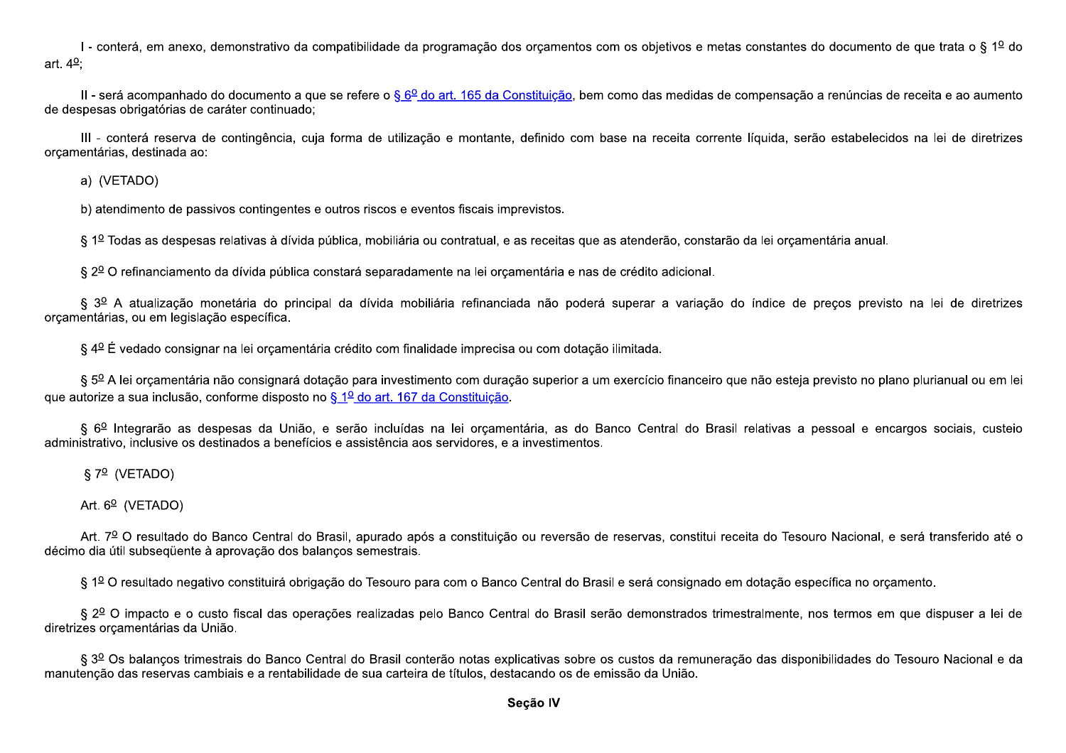I - conterá, em anexo, demonstrativo da compatibilidade da programação dos orçamentos com os objetivos e metas constantes do documento de que trata o § 1º do art. 4º;

II - será acompanhado do documento a que se refere o [§ 6º do art. 165 da Constituição](), bem como das medidas de compensação a renúncias de receita e ao aumento de despesas obrigatórias de caráter continuado;

III - conterá reserva de contingência, cuja forma de utilização e montante, definido com base na receita corrente líquida, serão estabelecidos na lei de diretrizes orçamentárias, destinada ao:

a) (VETADO)

b) atendimento de passivos contingentes e outros riscos e eventos fiscais imprevistos.

§ 1º Todas as despesas relativas à dívida pública, mobiliária ou contratual, e as receitas que as atenderão, constarão da lei orçamentária anual.

§ 2º O refinanciamento da dívida pública constará separadamente na lei orçamentária e nas de crédito adicional.

§ 3º A atualização monetária do principal da dívida mobiliária refinanciada não poderá superar a variação do índice de preços previsto na lei de diretrizes orçamentárias, ou em legislação específica.

§ 4º É vedado consignar na lei orçamentária crédito com finalidade imprecisa ou com dotação ilimitada.

§ 5º A lei orçamentária não consignará dotação para investimento com duração superior a um exercício financeiro que não esteja previsto no plano plurianual ou em lei que autorize a sua inclusão, conforme disposto no [§ 1º do art. 167 da Constituição]().

§ 6º Integrarão as despesas da União, e serão incluídas na lei orçamentária, as do Banco Central do Brasil relativas a pessoal e encargos sociais, custeio administrativo, inclusive os destinados a benefícios e assistência aos servidores, e a investimentos.

§ 7º (VETADO)

Art. 6º (VETADO)

Art. 7º O resultado do Banco Central do Brasil, apurado após a constituição ou reversão de reservas, constitui receita do Tesouro Nacional, e será transferido até o décimo dia útil subseqüente à aprovação dos balanços semestrais.

§ 1º O resultado negativo constituirá obrigação do Tesouro para com o Banco Central do Brasil e será consignado em dotação específica no orçamento.

§ 2º O impacto e o custo fiscal das operações realizadas pelo Banco Central do Brasil serão demonstrados trimestralmente, nos termos em que dispuser a lei de diretrizes orçamentárias da União.

§ 3º Os balanços trimestrais do Banco Central do Brasil conterão notas explicativas sobre os custos da remuneração das disponibilidades do Tesouro Nacional e da manutenção das reservas cambiais e a rentabilidade de sua carteira de títulos, destacando os de emissão da União.

**Seção IV**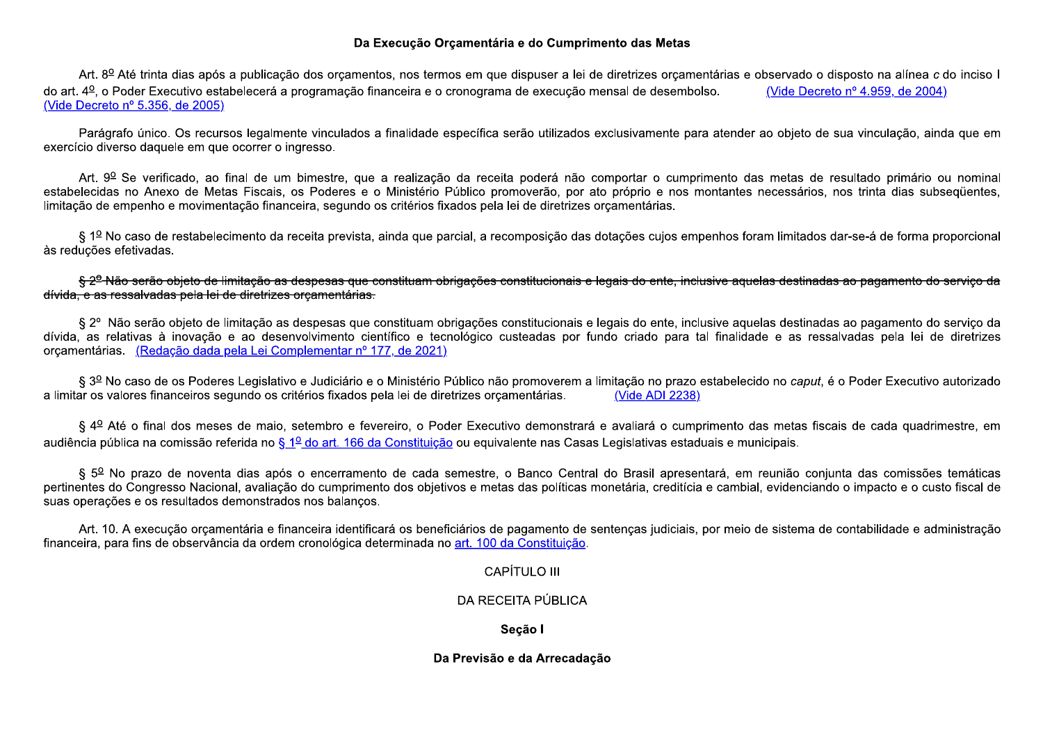**Da Execução Orçamentária e do Cumprimento das Metas**

Art. 8º Até trinta dias após a publicação dos orçamentos, nos termos em que dispuser a lei de diretrizes orçamentárias e observado o disposto na alínea *c* do inciso I do art. 4º, o Poder Executivo estabelecerá a programação financeira e o cronograma de execução mensal de desembolso. (Vide Decreto nº 4.959, de 2004) (Vide Decreto nº 5.356, de 2005)

Parágrafo único. Os recursos legalmente vinculados a finalidade específica serão utilizados exclusivamente para atender ao objeto de sua vinculação, ainda que em exercício diverso daquele em que ocorrer o ingresso.

Art. 9º Se verificado, ao final de um bimestre, que a realização da receita poderá não comportar o cumprimento das metas de resultado primário ou nominal estabelecidas no Anexo de Metas Fiscais, os Poderes e o Ministério Público promoverão, por ato próprio e nos montantes necessários, nos trinta dias subseqüentes, limitação de empenho e movimentação financeira, segundo os critérios fixados pela lei de diretrizes orçamentárias.

§ 1º No caso de restabelecimento da receita prevista, ainda que parcial, a recomposição das dotações cujos empenhos foram limitados dar-se-á de forma proporcional às reduções efetivadas.

~~§ 2º Não serão objeto de limitação as despesas que constituam obrigações constitucionais e legais do ente, inclusive aquelas destinadas ao pagamento do serviço da dívida, e as ressalvadas pela lei de diretrizes orçamentárias.~~

§ 2º Não serão objeto de limitação as despesas que constituam obrigações constitucionais e legais do ente, inclusive aquelas destinadas ao pagamento do serviço da dívida, as relativas à inovação e ao desenvolvimento científico e tecnológico custeadas por fundo criado para tal finalidade e as ressalvadas pela lei de diretrizes orçamentárias. (Redação dada pela Lei Complementar nº 177, de 2021)

§ 3º No caso de os Poderes Legislativo e Judiciário e o Ministério Público não promoverem a limitação no prazo estabelecido no *caput*, é o Poder Executivo autorizado a limitar os valores financeiros segundo os critérios fixados pela lei de diretrizes orçamentárias. (Vide ADI 2238)

§ 4º Até o final dos meses de maio, setembro e fevereiro, o Poder Executivo demonstrará e avaliará o cumprimento das metas fiscais de cada quadrimestre, em audiência pública na comissão referida no § 1º do art. 166 da Constituição ou equivalente nas Casas Legislativas estaduais e municipais.

§ 5º No prazo de noventa dias após o encerramento de cada semestre, o Banco Central do Brasil apresentará, em reunião conjunta das comissões temáticas pertinentes do Congresso Nacional, avaliação do cumprimento dos objetivos e metas das políticas monetária, creditícia e cambial, evidenciando o impacto e o custo fiscal de suas operações e os resultados demonstrados nos balanços.

Art. 10. A execução orçamentária e financeira identificará os beneficiários de pagamento de sentenças judiciais, por meio de sistema de contabilidade e administração financeira, para fins de observância da ordem cronológica determinada no art. 100 da Constituição.

## CAPÍTULO III

## DA RECEITA PÚBLICA

### Seção I

### Da Previsão e da Arrecadação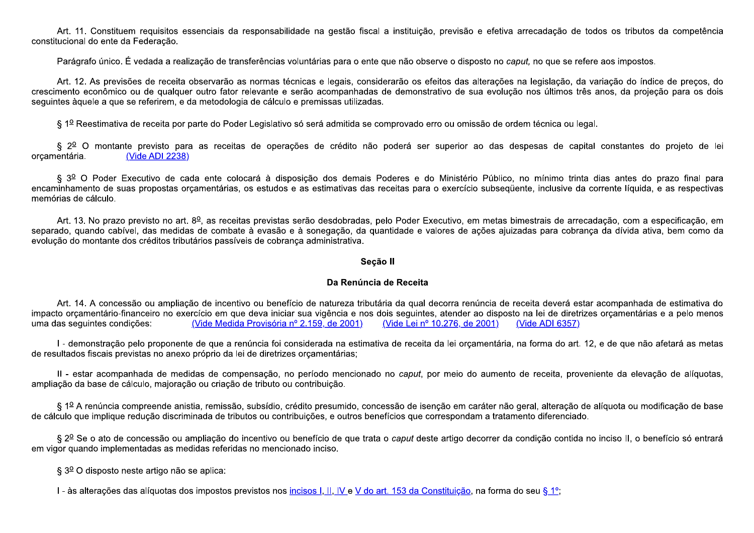Art. 11. Constituem requisitos essenciais da responsabilidade na gestão fiscal a instituição, previsão e efetiva arrecadação de todos os tributos da competência constitucional do ente da Federação.

Parágrafo único. É vedada a realização de transferências voluntárias para o ente que não observe o disposto no *caput,* no que se refere aos impostos.

Art. 12. As previsões de receita observarão as normas técnicas e legais, considerarão os efeitos das alterações na legislação, da variação do índice de preços, do crescimento econômico ou de qualquer outro fator relevante e serão acompanhadas de demonstrativo de sua evolução nos últimos três anos, da projeção para os dois seguintes àquele a que se referirem, e da metodologia de cálculo e premissas utilizadas.

§ 1º Reestimativa de receita por parte do Poder Legislativo só será admitida se comprovado erro ou omissão de ordem técnica ou legal.

§ 2º O montante previsto para as receitas de operações de crédito não poderá ser superior ao das despesas de capital constantes do projeto de lei orçamentária. (Vide ADI 2238)

§ 3º O Poder Executivo de cada ente colocará à disposição dos demais Poderes e do Ministério Público, no mínimo trinta dias antes do prazo final para encaminhamento de suas propostas orçamentárias, os estudos e as estimativas das receitas para o exercício subseqüente, inclusive da corrente líquida, e as respectivas memórias de cálculo.

Art. 13. No prazo previsto no art. 8º, as receitas previstas serão desdobradas, pelo Poder Executivo, em metas bimestrais de arrecadação, com a especificação, em separado, quando cabível, das medidas de combate à evasão e à sonegação, da quantidade e valores de ações ajuizadas para cobrança da dívida ativa, bem como da evolução do montante dos créditos tributários passíveis de cobrança administrativa.

**Seção II**

**Da Renúncia de Receita**

Art. 14. A concessão ou ampliação de incentivo ou benefício de natureza tributária da qual decorra renúncia de receita deverá estar acompanhada de estimativa do impacto orçamentário-financeiro no exercício em que deva iniciar sua vigência e nos dois seguintes, atender ao disposto na lei de diretrizes orçamentárias e a pelo menos uma das seguintes condições: (Vide Medida Provisória nº 2.159, de 2001) (Vide Lei nº 10.276, de 2001) (Vide ADI 6357)

I - demonstração pelo proponente de que a renúncia foi considerada na estimativa de receita da lei orçamentária, na forma do art. 12, e de que não afetará as metas de resultados fiscais previstas no anexo próprio da lei de diretrizes orçamentárias;

II - estar acompanhada de medidas de compensação, no período mencionado no *caput*, por meio do aumento de receita, proveniente da elevação de alíquotas, ampliação da base de cálculo, majoração ou criação de tributo ou contribuição.

§ 1º A renúncia compreende anistia, remissão, subsídio, crédito presumido, concessão de isenção em caráter não geral, alteração de alíquota ou modificação de base de cálculo que implique redução discriminada de tributos ou contribuições, e outros benefícios que correspondam a tratamento diferenciado.

§ 2º Se o ato de concessão ou ampliação do incentivo ou benefício de que trata o *caput* deste artigo decorrer da condição contida no inciso II, o benefício só entrará em vigor quando implementadas as medidas referidas no mencionado inciso.

§ 3º O disposto neste artigo não se aplica:

I - às alterações das alíquotas dos impostos previstos nos incisos I, II, IV e V do art. 153 da Constituição, na forma do seu § 1º;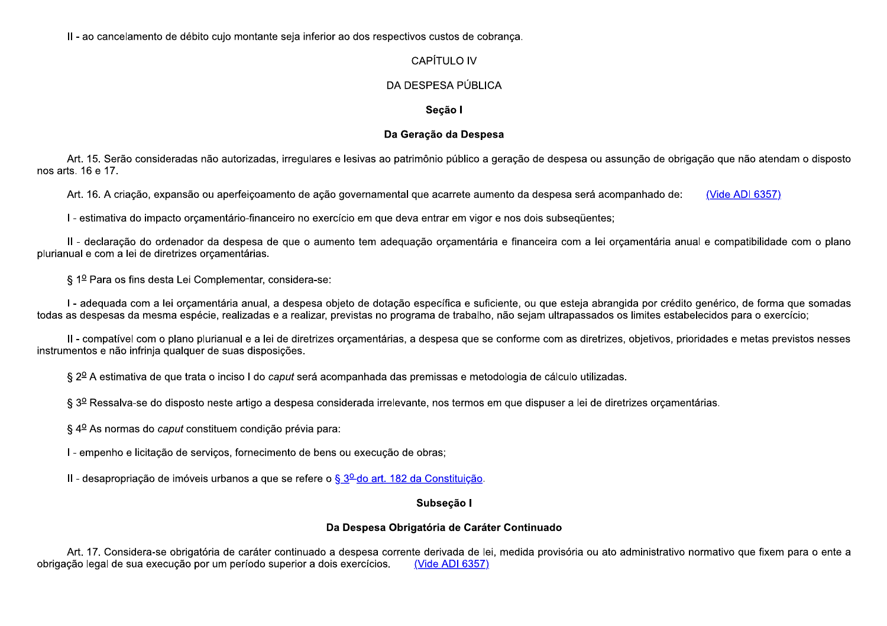II - ao cancelamento de débito cujo montante seja inferior ao dos respectivos custos de cobrança.

CAPÍTULO IV

DA DESPESA PÚBLICA

**Seção I**

**Da Geração da Despesa**

Art. 15. Serão consideradas não autorizadas, irregulares e lesivas ao patrimônio público a geração de despesa ou assunção de obrigação que não atendam o disposto nos arts. 16 e 17.

Art. 16. A criação, expansão ou aperfeiçoamento de ação governamental que acarrete aumento da despesa será acompanhado de: (Vide ADI 6357)

I - estimativa do impacto orçamentário-financeiro no exercício em que deva entrar em vigor e nos dois subseqüentes;

II - declaração do ordenador da despesa de que o aumento tem adequação orçamentária e financeira com a lei orçamentária anual e compatibilidade com o plano plurianual e com a lei de diretrizes orçamentárias.

§ 1º Para os fins desta Lei Complementar, considera-se:

I - adequada com a lei orçamentária anual, a despesa objeto de dotação específica e suficiente, ou que esteja abrangida por crédito genérico, de forma que somadas todas as despesas da mesma espécie, realizadas e a realizar, previstas no programa de trabalho, não sejam ultrapassados os limites estabelecidos para o exercício;

II - compatível com o plano plurianual e a lei de diretrizes orçamentárias, a despesa que se conforme com as diretrizes, objetivos, prioridades e metas previstos nesses instrumentos e não infrinja qualquer de suas disposições.

§ 2º A estimativa de que trata o inciso I do *caput* será acompanhada das premissas e metodologia de cálculo utilizadas.

§ 3º Ressalva-se do disposto neste artigo a despesa considerada irrelevante, nos termos em que dispuser a lei de diretrizes orçamentárias.

§ 4º As normas do *caput* constituem condição prévia para:

I - empenho e licitação de serviços, fornecimento de bens ou execução de obras;

II - desapropriação de imóveis urbanos a que se refere o § 3º do art. 182 da Constituição.

**Subseção I**

**Da Despesa Obrigatória de Caráter Continuado**

Art. 17. Considera-se obrigatória de caráter continuado a despesa corrente derivada de lei, medida provisória ou ato administrativo normativo que fixem para o ente a obrigação legal de sua execução por um período superior a dois exercícios. (Vide ADI 6357)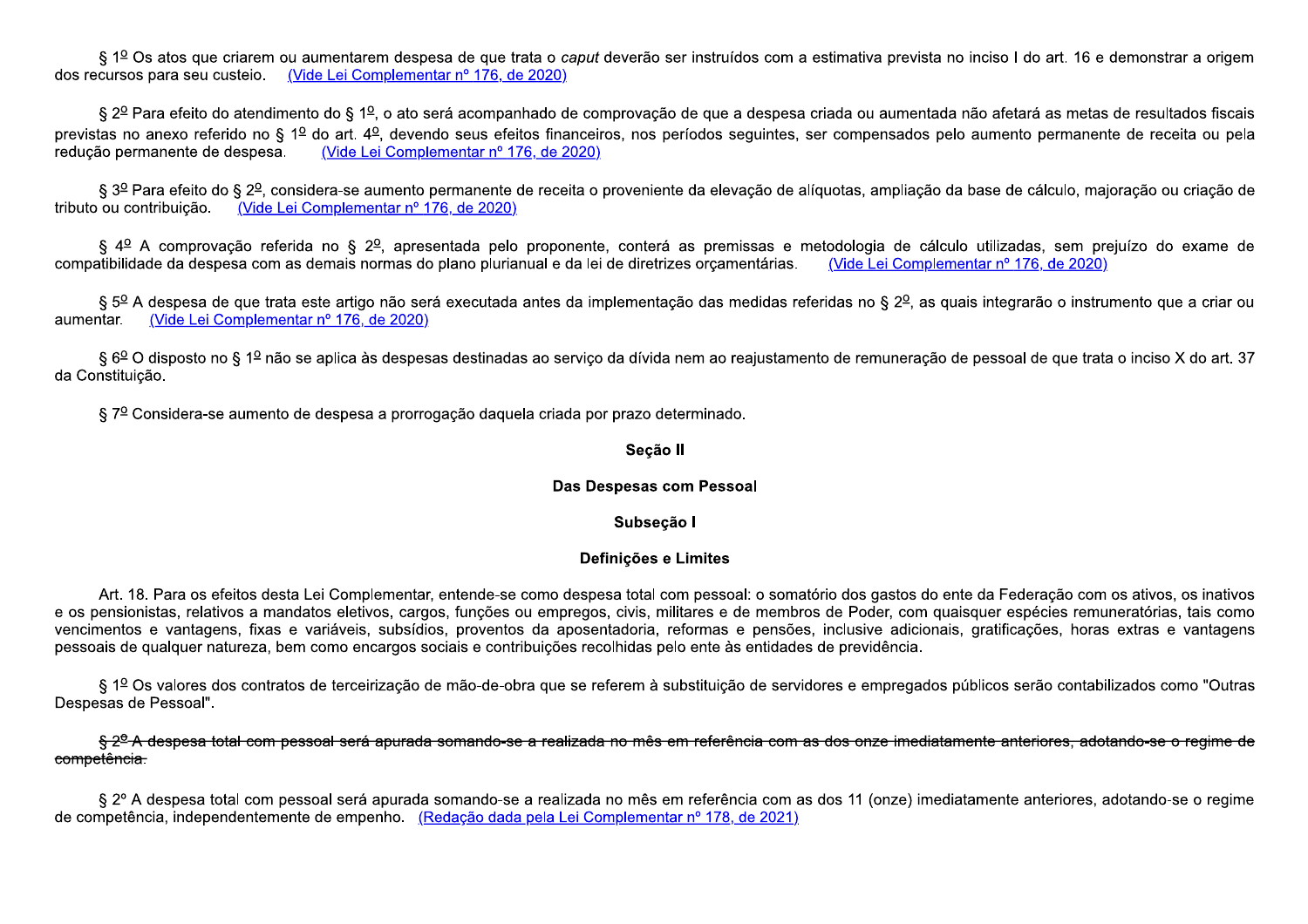§ 1º Os atos que criarem ou aumentarem despesa de que trata o *caput* deverão ser instruídos com a estimativa prevista no inciso I do art. 16 e demonstrar a origem dos recursos para seu custeio. (Vide Lei Complementar nº 176, de 2020)

§ 2º Para efeito do atendimento do § 1º, o ato será acompanhado de comprovação de que a despesa criada ou aumentada não afetará as metas de resultados fiscais previstas no anexo referido no § 1º do art. 4º, devendo seus efeitos financeiros, nos períodos seguintes, ser compensados pelo aumento permanente de receita ou pela redução permanente de despesa. (Vide Lei Complementar nº 176, de 2020)

§ 3º Para efeito do § 2º, considera-se aumento permanente de receita o proveniente da elevação de alíquotas, ampliação da base de cálculo, majoração ou criação de tributo ou contribuição. (Vide Lei Complementar nº 176, de 2020)

§ 4º A comprovação referida no § 2º, apresentada pelo proponente, conterá as premissas e metodologia de cálculo utilizadas, sem prejuízo do exame de compatibilidade da despesa com as demais normas do plano plurianual e da lei de diretrizes orçamentárias. (Vide Lei Complementar nº 176, de 2020)

§ 5º A despesa de que trata este artigo não será executada antes da implementação das medidas referidas no § 2º, as quais integrarão o instrumento que a criar ou aumentar. (Vide Lei Complementar nº 176, de 2020)

§ 6º O disposto no § 1º não se aplica às despesas destinadas ao serviço da dívida nem ao reajustamento de remuneração de pessoal de que trata o inciso X do art. 37 da Constituição.

§ 7º Considera-se aumento de despesa a prorrogação daquela criada por prazo determinado.

**Seção II**

**Das Despesas com Pessoal**

**Subseção I**

**Definições e Limites**

Art. 18. Para os efeitos desta Lei Complementar, entende-se como despesa total com pessoal: o somatório dos gastos do ente da Federação com os ativos, os inativos e os pensionistas, relativos a mandatos eletivos, cargos, funções ou empregos, civis, militares e de membros de Poder, com quaisquer espécies remuneratórias, tais como vencimentos e vantagens, fixas e variáveis, subsídios, proventos da aposentadoria, reformas e pensões, inclusive adicionais, gratificações, horas extras e vantagens pessoais de qualquer natureza, bem como encargos sociais e contribuições recolhidas pelo ente às entidades de previdência.

§ 1º Os valores dos contratos de terceirização de mão-de-obra que se referem à substituição de servidores e empregados públicos serão contabilizados como "Outras Despesas de Pessoal".

~~§ 2º A despesa total com pessoal será apurada somando-se a realizada no mês em referência com as dos onze imediatamente anteriores, adotando-se o regime de competência.~~

§ 2º A despesa total com pessoal será apurada somando-se a realizada no mês em referência com as dos 11 (onze) imediatamente anteriores, adotando-se o regime de competência, independentemente de empenho. (Redação dada pela Lei Complementar nº 178, de 2021)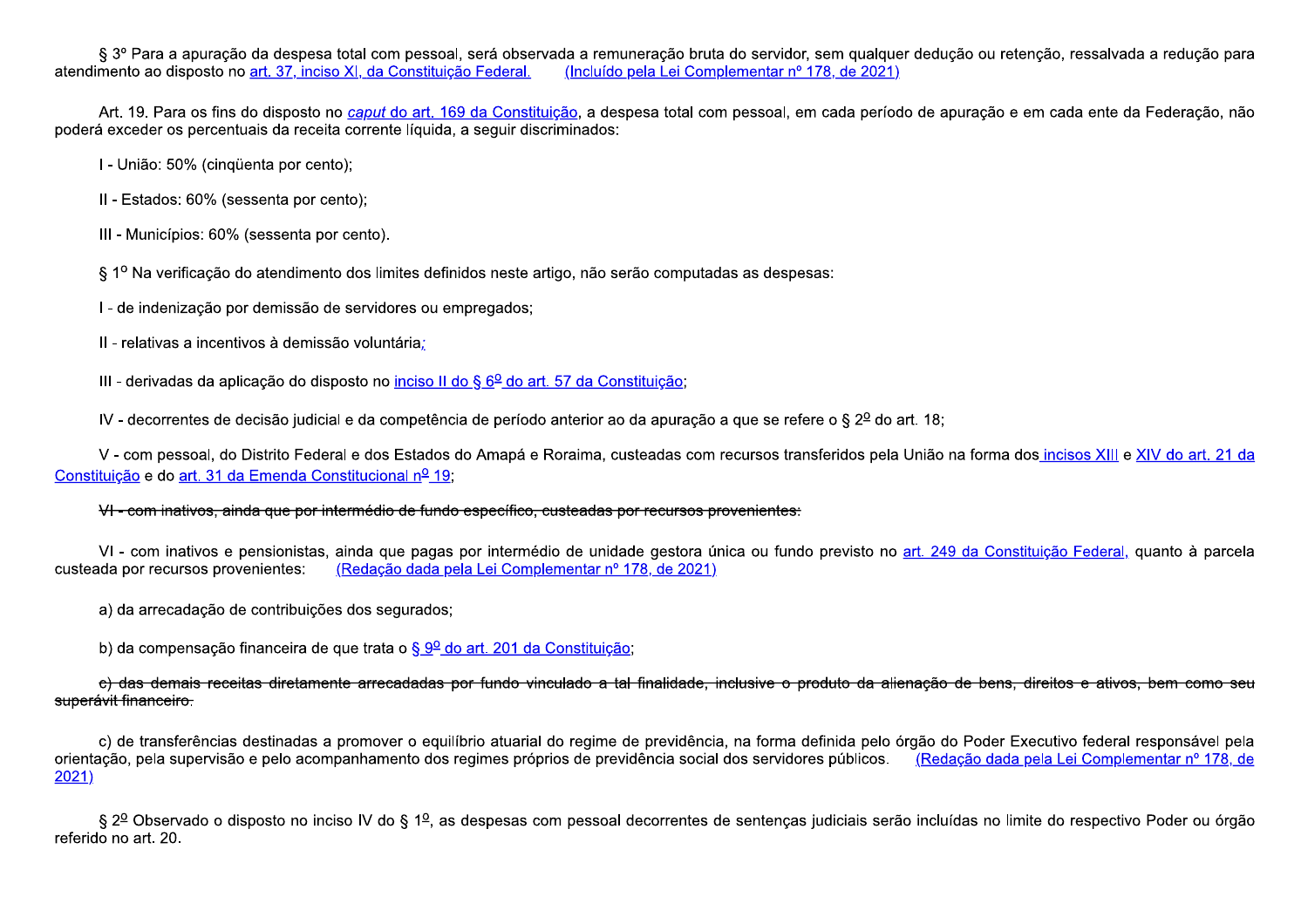§ 3º Para a apuração da despesa total com pessoal, será observada a remuneração bruta do servidor, sem qualquer dedução ou retenção, ressalvada a redução para atendimento ao disposto no art. 37, inciso XI, da Constituição Federal. (Incluído pela Lei Complementar nº 178, de 2021)

Art. 19. Para os fins do disposto no *caput* do art. 169 da Constituição, a despesa total com pessoal, em cada período de apuração e em cada ente da Federação, não poderá exceder os percentuais da receita corrente líquida, a seguir discriminados:

I - União: 50% (cinqüenta por cento);

II - Estados: 60% (sessenta por cento);

III - Municípios: 60% (sessenta por cento).

§ 1º Na verificação do atendimento dos limites definidos neste artigo, não serão computadas as despesas:

I - de indenização por demissão de servidores ou empregados;

II - relativas a incentivos à demissão voluntária;

III - derivadas da aplicação do disposto no inciso II do § 6º do art. 57 da Constituição;

IV - decorrentes de decisão judicial e da competência de período anterior ao da apuração a que se refere o § 2º do art. 18;

V - com pessoal, do Distrito Federal e dos Estados do Amapá e Roraima, custeadas com recursos transferidos pela União na forma dos incisos XIII e XIV do art. 21 da Constituição e do art. 31 da Emenda Constitucional nº 19;

~~VI - com inativos, ainda que por intermédio de fundo específico, custeadas por recursos provenientes:~~

VI - com inativos e pensionistas, ainda que pagas por intermédio de unidade gestora única ou fundo previsto no art. 249 da Constituição Federal, quanto à parcela custeada por recursos provenientes: (Redação dada pela Lei Complementar nº 178, de 2021)

a) da arrecadação de contribuições dos segurados;

b) da compensação financeira de que trata o § 9º do art. 201 da Constituição;

~~c) das demais receitas diretamente arrecadadas por fundo vinculado a tal finalidade, inclusive o produto da alienação de bens, direitos e ativos, bem como seu superávit financeiro.~~

c) de transferências destinadas a promover o equilíbrio atuarial do regime de previdência, na forma definida pelo órgão do Poder Executivo federal responsável pela orientação, pela supervisão e pelo acompanhamento dos regimes próprios de previdência social dos servidores públicos. (Redação dada pela Lei Complementar nº 178, de 2021)

§ 2º Observado o disposto no inciso IV do § 1º, as despesas com pessoal decorrentes de sentenças judiciais serão incluídas no limite do respectivo Poder ou órgão referido no art. 20.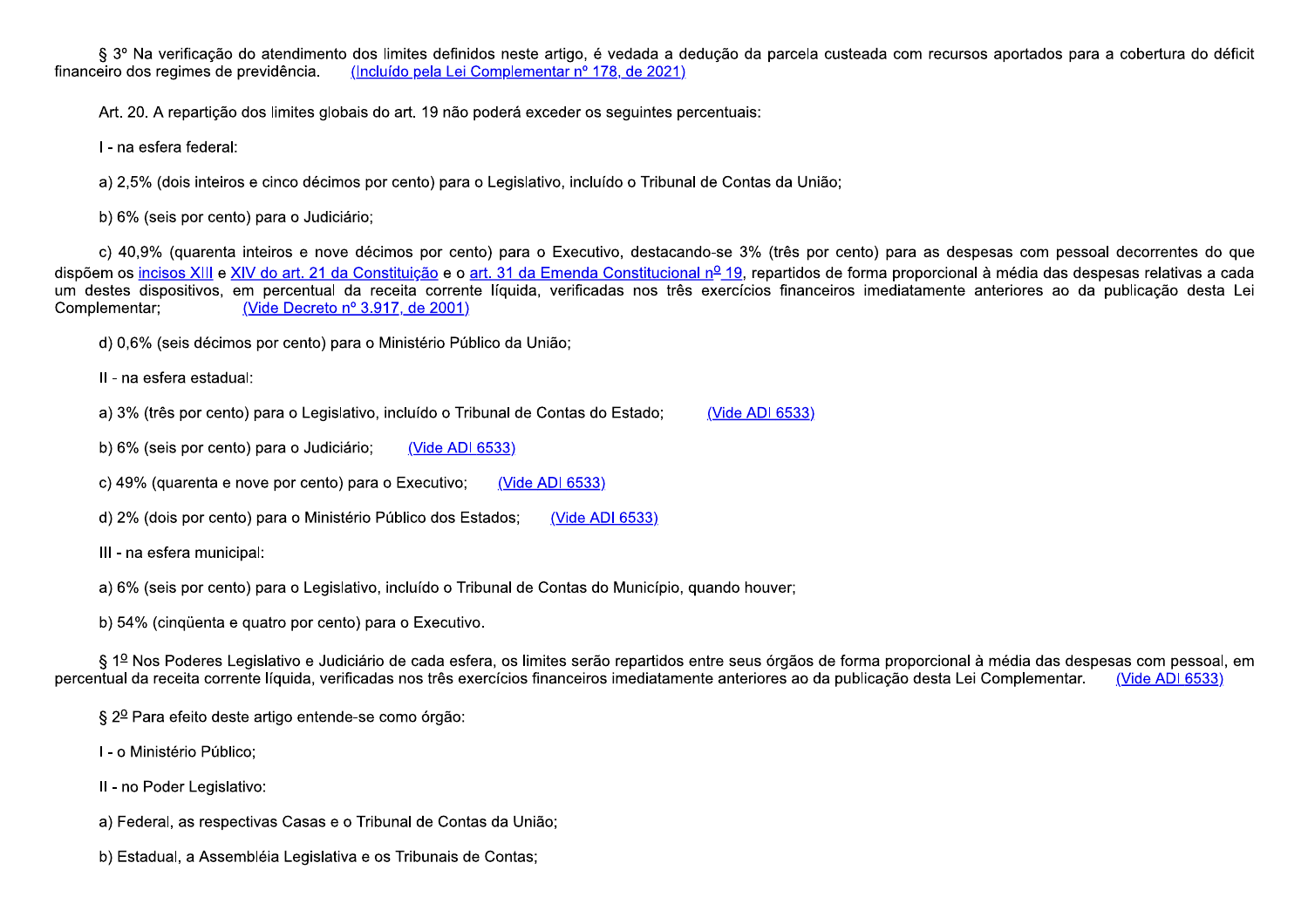§ 3º Na verificação do atendimento dos limites definidos neste artigo, é vedada a dedução da parcela custeada com recursos aportados para a cobertura do déficit financeiro dos regimes de previdência. (Incluído pela Lei Complementar nº 178, de 2021)

Art. 20. A repartição dos limites globais do art. 19 não poderá exceder os seguintes percentuais:

I - na esfera federal:

a) 2,5% (dois inteiros e cinco décimos por cento) para o Legislativo, incluído o Tribunal de Contas da União;

b) 6% (seis por cento) para o Judiciário;

c) 40,9% (quarenta inteiros e nove décimos por cento) para o Executivo, destacando-se 3% (três por cento) para as despesas com pessoal decorrentes do que dispõem os incisos XIII e XIV do art. 21 da Constituição e o art. 31 da Emenda Constitucional nº 19, repartidos de forma proporcional à média das despesas relativas a cada um destes dispositivos, em percentual da receita corrente líquida, verificadas nos três exercícios financeiros imediatamente anteriores ao da publicação desta Lei Complementar; (Vide Decreto nº 3.917, de 2001)

d) 0,6% (seis décimos por cento) para o Ministério Público da União;

II - na esfera estadual:

a) 3% (três por cento) para o Legislativo, incluído o Tribunal de Contas do Estado; (Vide ADI 6533)

b) 6% (seis por cento) para o Judiciário; (Vide ADI 6533)

c) 49% (quarenta e nove por cento) para o Executivo; (Vide ADI 6533)

d) 2% (dois por cento) para o Ministério Público dos Estados; (Vide ADI 6533)

III - na esfera municipal:

a) 6% (seis por cento) para o Legislativo, incluído o Tribunal de Contas do Município, quando houver;

b) 54% (cinqüenta e quatro por cento) para o Executivo.

§ 1º Nos Poderes Legislativo e Judiciário de cada esfera, os limites serão repartidos entre seus órgãos de forma proporcional à média das despesas com pessoal, em percentual da receita corrente líquida, verificadas nos três exercícios financeiros imediatamente anteriores ao da publicação desta Lei Complementar. (Vide ADI 6533)

§ 2º Para efeito deste artigo entende-se como órgão:

I - o Ministério Público;

II - no Poder Legislativo:

a) Federal, as respectivas Casas e o Tribunal de Contas da União;

b) Estadual, a Assembléia Legislativa e os Tribunais de Contas;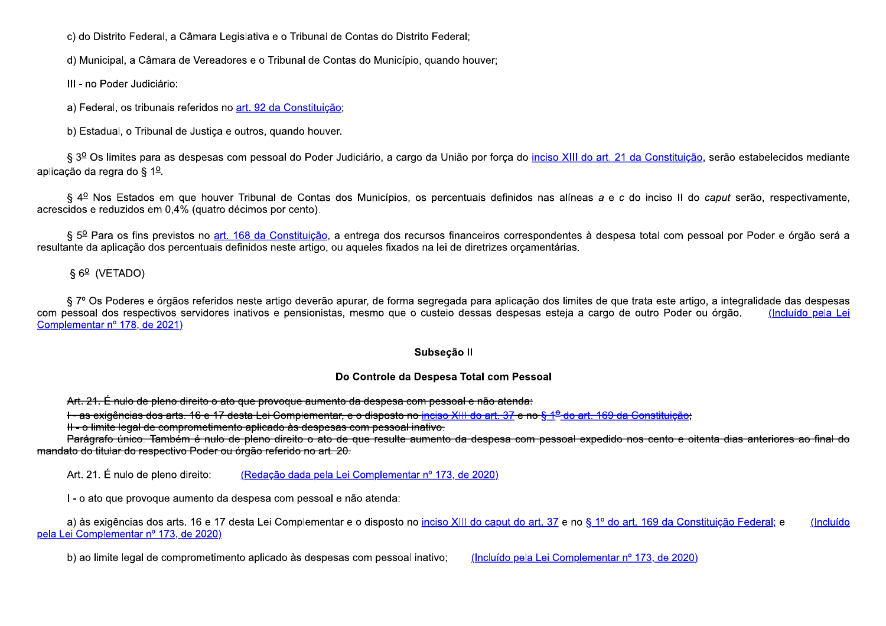c) do Distrito Federal, a Câmara Legislativa e o Tribunal de Contas do Distrito Federal;

d) Municipal, a Câmara de Vereadores e o Tribunal de Contas do Município, quando houver;

III - no Poder Judiciário:

a) Federal, os tribunais referidos no art. 92 da Constituição;

b) Estadual, o Tribunal de Justiça e outros, quando houver.

§ 3º Os limites para as despesas com pessoal do Poder Judiciário, a cargo da União por força do inciso XIII do art. 21 da Constituição, serão estabelecidos mediante aplicação da regra do § 1º.

§ 4º Nos Estados em que houver Tribunal de Contas dos Municípios, os percentuais definidos nas alíneas *a* e *c* do inciso II do *caput* serão, respectivamente, acrescidos e reduzidos em 0,4% (quatro décimos por cento).

§ 5º Para os fins previstos no art. 168 da Constituição, a entrega dos recursos financeiros correspondentes à despesa total com pessoal por Poder e órgão será a resultante da aplicação dos percentuais definidos neste artigo, ou aqueles fixados na lei de diretrizes orçamentárias.

§ 6º (VETADO)

§ 7º Os Poderes e órgãos referidos neste artigo deverão apurar, de forma segregada para aplicação dos limites de que trata este artigo, a integralidade das despesas com pessoal dos respectivos servidores inativos e pensionistas, mesmo que o custeio dessas despesas esteja a cargo de outro Poder ou órgão. (Incluído pela Lei Complementar nº 178, de 2021)

**Subseção II**

**Do Controle da Despesa Total com Pessoal**

~~Art. 21. É nulo de pleno direito o ato que provoque aumento da despesa com pessoal e não atenda:~~

~~I - as exigências dos arts. 16 e 17 desta Lei Complementar, e o disposto no inciso XIII do art. 37 e no § 1º do art. 169 da Constituição;~~

~~II - o limite legal de comprometimento aplicado às despesas com pessoal inativo.~~

~~Parágrafo único. Também é nulo de pleno direito o ato de que resulte aumento da despesa com pessoal expedido nos cento e oitenta dias anteriores ao final do mandato do titular do respectivo Poder ou órgão referido no art. 20.~~

Art. 21. É nulo de pleno direito: (Redação dada pela Lei Complementar nº 173, de 2020)

I - o ato que provoque aumento da despesa com pessoal e não atenda:

a) às exigências dos arts. 16 e 17 desta Lei Complementar e o disposto no inciso XIII do caput do art. 37 e no § 1º do art. 169 da Constituição Federal; e (Incluído pela Lei Complementar nº 173, de 2020)

b) ao limite legal de comprometimento aplicado às despesas com pessoal inativo; (Incluído pela Lei Complementar nº 173, de 2020)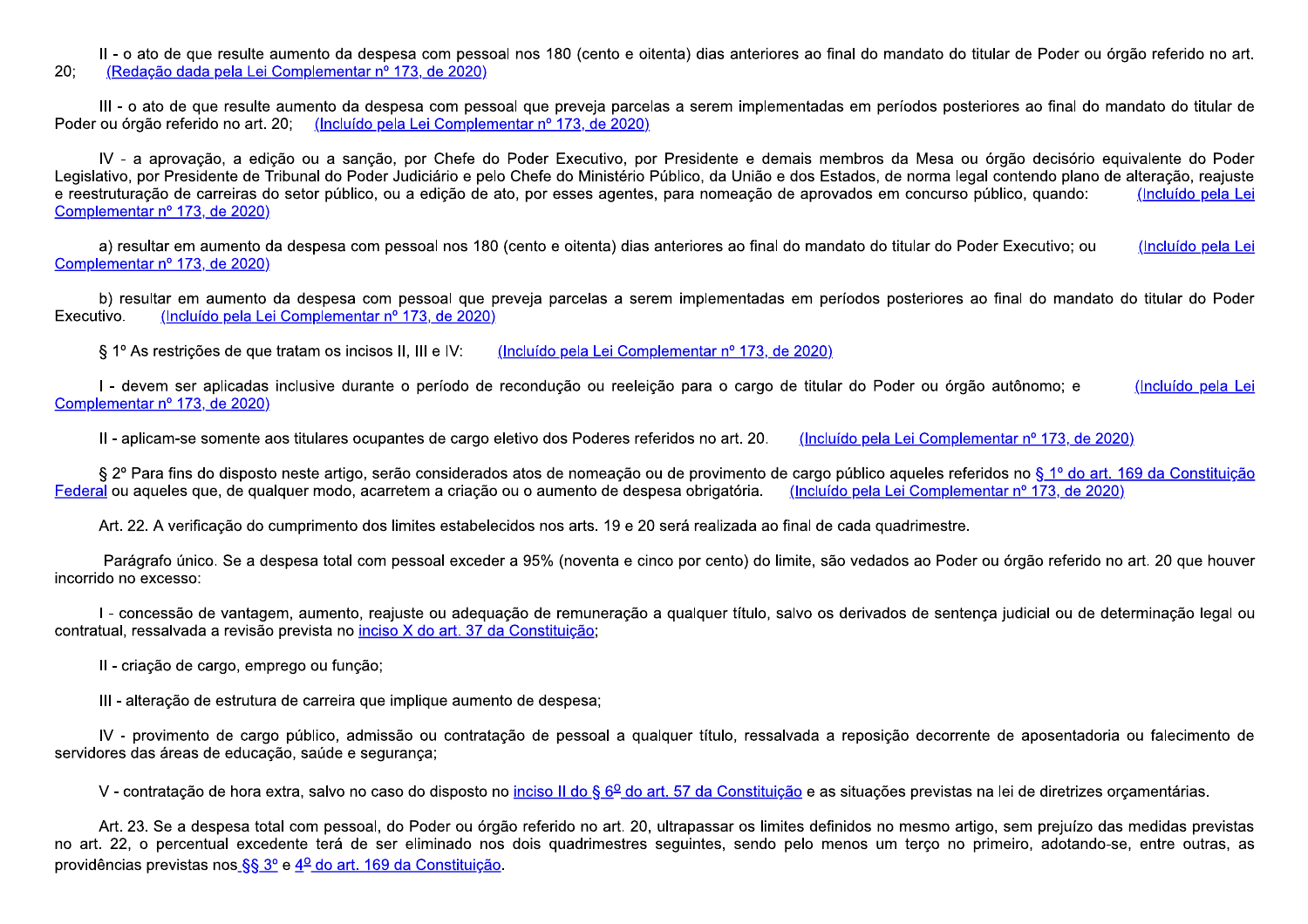II - o ato de que resulte aumento da despesa com pessoal nos 180 (cento e oitenta) dias anteriores ao final do mandato do titular de Poder ou órgão referido no art. 20; (Redação dada pela Lei Complementar nº 173, de 2020)

III - o ato de que resulte aumento da despesa com pessoal que preveja parcelas a serem implementadas em períodos posteriores ao final do mandato do titular de Poder ou órgão referido no art. 20; (Incluído pela Lei Complementar nº 173, de 2020)

IV - a aprovação, a edição ou a sanção, por Chefe do Poder Executivo, por Presidente e demais membros da Mesa ou órgão decisório equivalente do Poder Legislativo, por Presidente de Tribunal do Poder Judiciário e pelo Chefe do Ministério Público, da União e dos Estados, de norma legal contendo plano de alteração, reajuste e reestruturação de carreiras do setor público, ou a edição de ato, por esses agentes, para nomeação de aprovados em concurso público, quando: (Incluído pela Lei Complementar nº 173, de 2020)

a) resultar em aumento da despesa com pessoal nos 180 (cento e oitenta) dias anteriores ao final do mandato do titular do Poder Executivo; ou (Incluído pela Lei Complementar nº 173, de 2020)

b) resultar em aumento da despesa com pessoal que preveja parcelas a serem implementadas em períodos posteriores ao final do mandato do titular do Poder Executivo. (Incluído pela Lei Complementar nº 173, de 2020)

§ 1º As restrições de que tratam os incisos II, III e IV: (Incluído pela Lei Complementar nº 173, de 2020)

I - devem ser aplicadas inclusive durante o período de recondução ou reeleição para o cargo de titular do Poder ou órgão autônomo; e (Incluído pela Lei Complementar nº 173, de 2020)

II - aplicam-se somente aos titulares ocupantes de cargo eletivo dos Poderes referidos no art. 20. (Incluído pela Lei Complementar nº 173, de 2020)

§ 2º Para fins do disposto neste artigo, serão considerados atos de nomeação ou de provimento de cargo público aqueles referidos no § 1º do art. 169 da Constituição Federal ou aqueles que, de qualquer modo, acarretem a criação ou o aumento de despesa obrigatória. (Incluído pela Lei Complementar nº 173, de 2020)

Art. 22. A verificação do cumprimento dos limites estabelecidos nos arts. 19 e 20 será realizada ao final de cada quadrimestre.

Parágrafo único. Se a despesa total com pessoal exceder a 95% (noventa e cinco por cento) do limite, são vedados ao Poder ou órgão referido no art. 20 que houver incorrido no excesso:

I - concessão de vantagem, aumento, reajuste ou adequação de remuneração a qualquer título, salvo os derivados de sentença judicial ou de determinação legal ou contratual, ressalvada a revisão prevista no inciso X do art. 37 da Constituição;

II - criação de cargo, emprego ou função;

III - alteração de estrutura de carreira que implique aumento de despesa;

IV - provimento de cargo público, admissão ou contratação de pessoal a qualquer título, ressalvada a reposição decorrente de aposentadoria ou falecimento de servidores das áreas de educação, saúde e segurança;

V - contratação de hora extra, salvo no caso do disposto no inciso II do § 6º do art. 57 da Constituição e as situações previstas na lei de diretrizes orçamentárias.

Art. 23. Se a despesa total com pessoal, do Poder ou órgão referido no art. 20, ultrapassar os limites definidos no mesmo artigo, sem prejuízo das medidas previstas no art. 22, o percentual excedente terá de ser eliminado nos dois quadrimestres seguintes, sendo pelo menos um terço no primeiro, adotando-se, entre outras, as providências previstas nos §§ 3º e 4º do art. 169 da Constituição.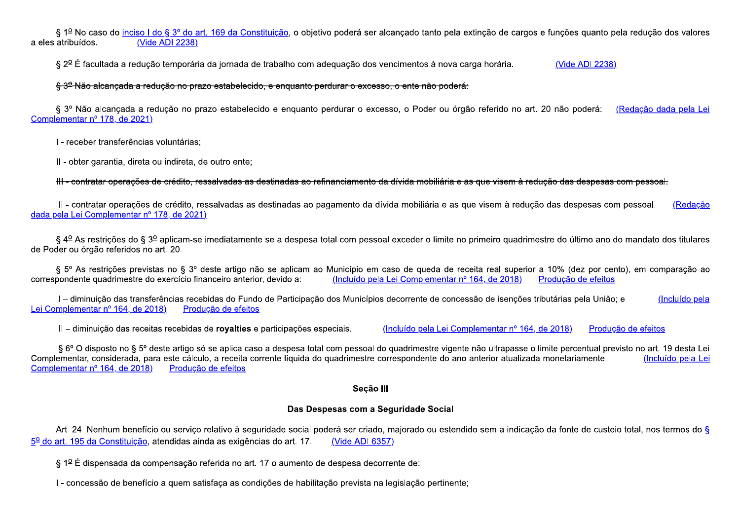§ 1º No caso do inciso I do § 3º do art. 169 da Constituição, o objetivo poderá ser alcançado tanto pela extinção de cargos e funções quanto pela redução dos valores a eles atribuídos. (Vide ADI 2238)

§ 2º É facultada a redução temporária da jornada de trabalho com adequação dos vencimentos à nova carga horária. (Vide ADI 2238)

~~§ 3º Não alcançada a redução no prazo estabelecido, e enquanto perdurar o excesso, o ente não poderá:~~

§ 3º Não alcançada a redução no prazo estabelecido e enquanto perdurar o excesso, o Poder ou órgão referido no art. 20 não poderá: (Redação dada pela Lei Complementar nº 178, de 2021)

I - receber transferências voluntárias;

II - obter garantia, direta ou indireta, de outro ente;

~~III - contratar operações de crédito, ressalvadas as destinadas ao refinanciamento da dívida mobiliária e as que visem à redução das despesas com pessoal.~~

III - contratar operações de crédito, ressalvadas as destinadas ao pagamento da dívida mobiliária e as que visem à redução das despesas com pessoal. (Redação dada pela Lei Complementar nº 178, de 2021)

§ 4º As restrições do § 3º aplicam-se imediatamente se a despesa total com pessoal exceder o limite no primeiro quadrimestre do último ano do mandato dos titulares de Poder ou órgão referidos no art. 20.

§ 5º As restrições previstas no § 3º deste artigo não se aplicam ao Município em caso de queda de receita real superior a 10% (dez por cento), em comparação ao correspondente quadrimestre do exercício financeiro anterior, devido a: (Incluído pela Lei Complementar nº 164, de 2018) Produção de efeitos

I – diminuição das transferências recebidas do Fundo de Participação dos Municípios decorrente de concessão de isenções tributárias pela União; e (Incluído pela Lei Complementar nº 164, de 2018) Produção de efeitos

II – diminuição das receitas recebidas de **royalties** e participações especiais. (Incluído pela Lei Complementar nº 164, de 2018) Produção de efeitos

§ 6º O disposto no § 5º deste artigo só se aplica caso a despesa total com pessoal do quadrimestre vigente não ultrapasse o limite percentual previsto no art. 19 desta Lei Complementar, considerada, para este cálculo, a receita corrente líquida do quadrimestre correspondente do ano anterior atualizada monetariamente. (Incluído pela Lei Complementar nº 164, de 2018) Produção de efeitos

## Seção III

## Das Despesas com a Seguridade Social

Art. 24. Nenhum benefício ou serviço relativo à seguridade social poderá ser criado, majorado ou estendido sem a indicação da fonte de custeio total, nos termos do § 5º do art. 195 da Constituição, atendidas ainda as exigências do art. 17. (Vide ADI 6357)

§ 1º É dispensada da compensação referida no art. 17 o aumento de despesa decorrente de:

I - concessão de benefício a quem satisfaça as condições de habilitação prevista na legislação pertinente;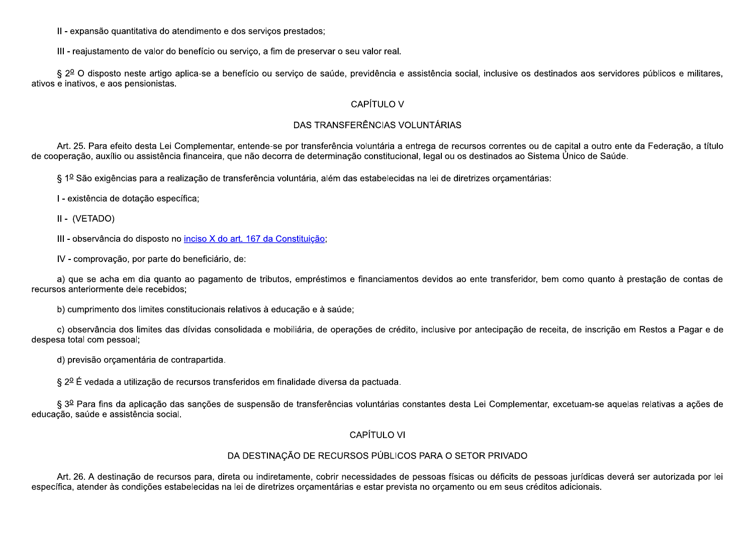II - expansão quantitativa do atendimento e dos serviços prestados;

III - reajustamento de valor do benefício ou serviço, a fim de preservar o seu valor real.

§ 2º O disposto neste artigo aplica-se a benefício ou serviço de saúde, previdência e assistência social, inclusive os destinados aos servidores públicos e militares, ativos e inativos, e aos pensionistas.

## CAPÍTULO V

## DAS TRANSFERÊNCIAS VOLUNTÁRIAS

Art. 25. Para efeito desta Lei Complementar, entende-se por transferência voluntária a entrega de recursos correntes ou de capital a outro ente da Federação, a título de cooperação, auxílio ou assistência financeira, que não decorra de determinação constitucional, legal ou os destinados ao Sistema Único de Saúde.

§ 1º São exigências para a realização de transferência voluntária, além das estabelecidas na lei de diretrizes orçamentárias:

I - existência de dotação específica;

II - (VETADO)

III - observância do disposto no inciso X do art. 167 da Constituição;

IV - comprovação, por parte do beneficiário, de:

a) que se acha em dia quanto ao pagamento de tributos, empréstimos e financiamentos devidos ao ente transferidor, bem como quanto à prestação de contas de recursos anteriormente dele recebidos;

b) cumprimento dos limites constitucionais relativos à educação e à saúde;

c) observância dos limites das dívidas consolidada e mobiliária, de operações de crédito, inclusive por antecipação de receita, de inscrição em Restos a Pagar e de despesa total com pessoal;

d) previsão orçamentária de contrapartida.

§ 2º É vedada a utilização de recursos transferidos em finalidade diversa da pactuada.

§ 3º Para fins da aplicação das sanções de suspensão de transferências voluntárias constantes desta Lei Complementar, excetuam-se aquelas relativas a ações de educação, saúde e assistência social.

## CAPÍTULO VI

## DA DESTINAÇÃO DE RECURSOS PÚBLICOS PARA O SETOR PRIVADO

Art. 26. A destinação de recursos para, direta ou indiretamente, cobrir necessidades de pessoas físicas ou déficits de pessoas jurídicas deverá ser autorizada por lei específica, atender às condições estabelecidas na lei de diretrizes orçamentárias e estar prevista no orçamento ou em seus créditos adicionais.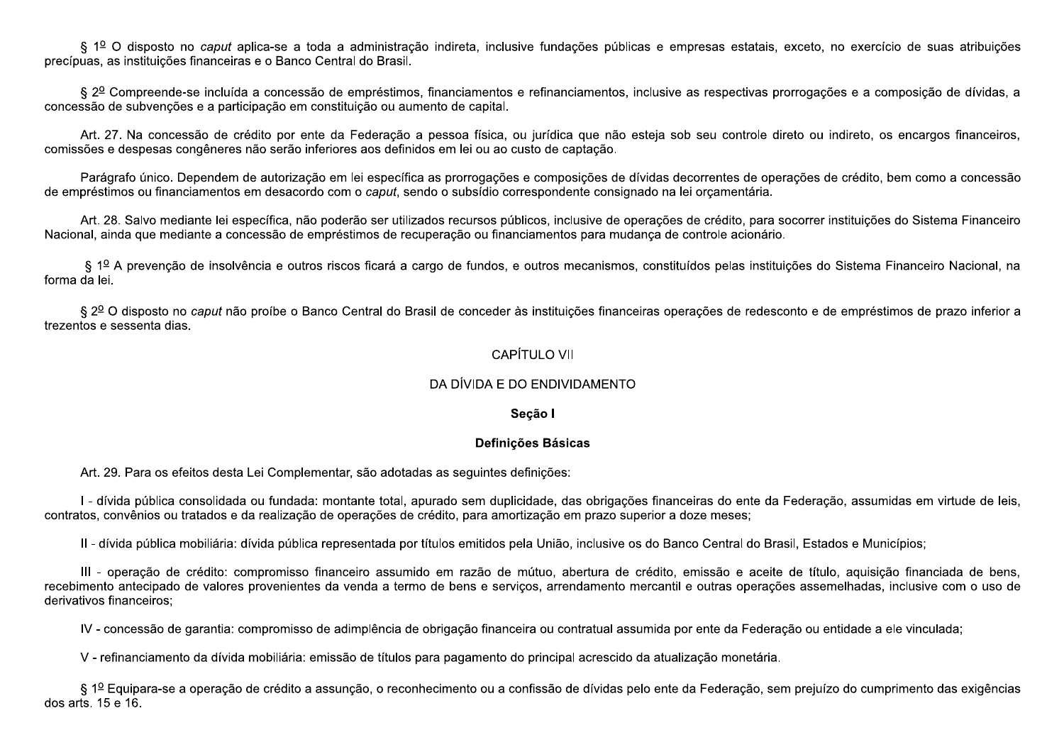§ 1º O disposto no *caput* aplica-se a toda a administração indireta, inclusive fundações públicas e empresas estatais, exceto, no exercício de suas atribuições precípuas, as instituições financeiras e o Banco Central do Brasil.

§ 2º Compreende-se incluída a concessão de empréstimos, financiamentos e refinanciamentos, inclusive as respectivas prorrogações e a composição de dívidas, a concessão de subvenções e a participação em constituição ou aumento de capital.

Art. 27. Na concessão de crédito por ente da Federação a pessoa física, ou jurídica que não esteja sob seu controle direto ou indireto, os encargos financeiros, comissões e despesas congêneres não serão inferiores aos definidos em lei ou ao custo de captação.

Parágrafo único. Dependem de autorização em lei específica as prorrogações e composições de dívidas decorrentes de operações de crédito, bem como a concessão de empréstimos ou financiamentos em desacordo com o *caput*, sendo o subsídio correspondente consignado na lei orçamentária.

Art. 28. Salvo mediante lei específica, não poderão ser utilizados recursos públicos, inclusive de operações de crédito, para socorrer instituições do Sistema Financeiro Nacional, ainda que mediante a concessão de empréstimos de recuperação ou financiamentos para mudança de controle acionário.

§ 1º A prevenção de insolvência e outros riscos ficará a cargo de fundos, e outros mecanismos, constituídos pelas instituições do Sistema Financeiro Nacional, na forma da lei.

§ 2º O disposto no *caput* não proíbe o Banco Central do Brasil de conceder às instituições financeiras operações de redesconto e de empréstimos de prazo inferior a trezentos e sessenta dias.

## CAPÍTULO VII

## DA DÍVIDA E DO ENDIVIDAMENTO

### Seção I

### Definições Básicas

Art. 29. Para os efeitos desta Lei Complementar, são adotadas as seguintes definições:

I - dívida pública consolidada ou fundada: montante total, apurado sem duplicidade, das obrigações financeiras do ente da Federação, assumidas em virtude de leis, contratos, convênios ou tratados e da realização de operações de crédito, para amortização em prazo superior a doze meses;

II - dívida pública mobiliária: dívida pública representada por títulos emitidos pela União, inclusive os do Banco Central do Brasil, Estados e Municípios;

III - operação de crédito: compromisso financeiro assumido em razão de mútuo, abertura de crédito, emissão e aceite de título, aquisição financiada de bens, recebimento antecipado de valores provenientes da venda a termo de bens e serviços, arrendamento mercantil e outras operações assemelhadas, inclusive com o uso de derivativos financeiros;

IV - concessão de garantia: compromisso de adimplência de obrigação financeira ou contratual assumida por ente da Federação ou entidade a ele vinculada;

V - refinanciamento da dívida mobiliária: emissão de títulos para pagamento do principal acrescido da atualização monetária.

§ 1º Equipara-se a operação de crédito a assunção, o reconhecimento ou a confissão de dívidas pelo ente da Federação, sem prejuízo do cumprimento das exigências dos arts. 15 e 16.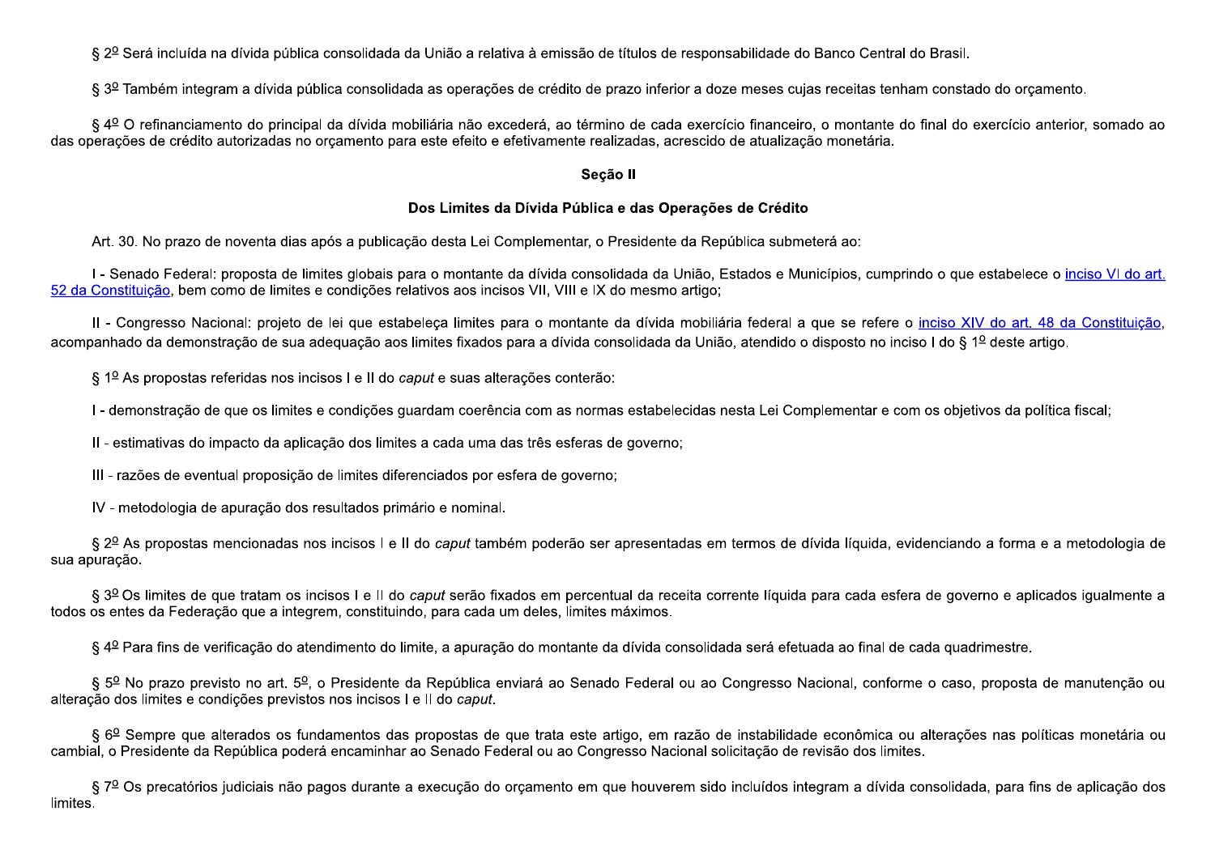§ 2º Será incluída na dívida pública consolidada da União a relativa à emissão de títulos de responsabilidade do Banco Central do Brasil.

§ 3º Também integram a dívida pública consolidada as operações de crédito de prazo inferior a doze meses cujas receitas tenham constado do orçamento.

§ 4º O refinanciamento do principal da dívida mobiliária não excederá, ao término de cada exercício financeiro, o montante do final do exercício anterior, somado ao das operações de crédito autorizadas no orçamento para este efeito e efetivamente realizadas, acrescido de atualização monetária.

**Seção II**

**Dos Limites da Dívida Pública e das Operações de Crédito**

Art. 30. No prazo de noventa dias após a publicação desta Lei Complementar, o Presidente da República submeterá ao:

I - Senado Federal: proposta de limites globais para o montante da dívida consolidada da União, Estados e Municípios, cumprindo o que estabelece o [inciso VI do art. 52 da Constituição](), bem como de limites e condições relativos aos incisos VII, VIII e IX do mesmo artigo;

II - Congresso Nacional: projeto de lei que estabeleça limites para o montante da dívida mobiliária federal a que se refere o [inciso XIV do art. 48 da Constituição](), acompanhado da demonstração de sua adequação aos limites fixados para a dívida consolidada da União, atendido o disposto no inciso I do § 1º deste artigo.

§ 1º As propostas referidas nos incisos I e II do *caput* e suas alterações conterão:

I - demonstração de que os limites e condições guardam coerência com as normas estabelecidas nesta Lei Complementar e com os objetivos da política fiscal;

II - estimativas do impacto da aplicação dos limites a cada uma das três esferas de governo;

III - razões de eventual proposição de limites diferenciados por esfera de governo;

IV - metodologia de apuração dos resultados primário e nominal.

§ 2º As propostas mencionadas nos incisos I e II do *caput* também poderão ser apresentadas em termos de dívida líquida, evidenciando a forma e a metodologia de sua apuração.

§ 3º Os limites de que tratam os incisos I e II do *caput* serão fixados em percentual da receita corrente líquida para cada esfera de governo e aplicados igualmente a todos os entes da Federação que a integrem, constituindo, para cada um deles, limites máximos.

§ 4º Para fins de verificação do atendimento do limite, a apuração do montante da dívida consolidada será efetuada ao final de cada quadrimestre.

§ 5º No prazo previsto no art. 5º, o Presidente da República enviará ao Senado Federal ou ao Congresso Nacional, conforme o caso, proposta de manutenção ou alteração dos limites e condições previstos nos incisos I e II do *caput*.

§ 6º Sempre que alterados os fundamentos das propostas de que trata este artigo, em razão de instabilidade econômica ou alterações nas políticas monetária ou cambial, o Presidente da República poderá encaminhar ao Senado Federal ou ao Congresso Nacional solicitação de revisão dos limites.

§ 7º Os precatórios judiciais não pagos durante a execução do orçamento em que houverem sido incluídos integram a dívida consolidada, para fins de aplicação dos limites.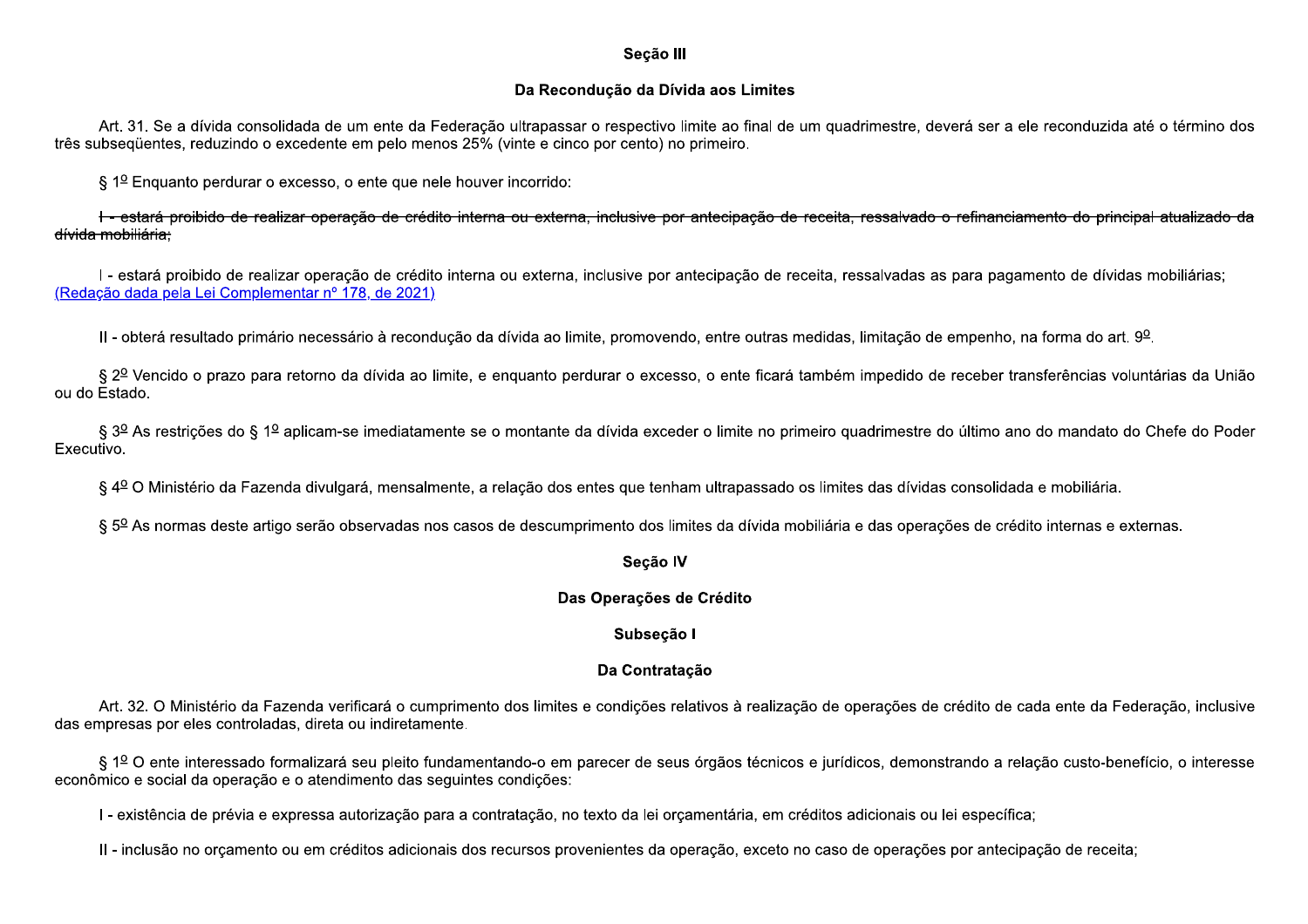**Seção III**

**Da Recondução da Dívida aos Limites**

Art. 31. Se a dívida consolidada de um ente da Federação ultrapassar o respectivo limite ao final de um quadrimestre, deverá ser a ele reconduzida até o término dos três subseqüentes, reduzindo o excedente em pelo menos 25% (vinte e cinco por cento) no primeiro.

§ 1º Enquanto perdurar o excesso, o ente que nele houver incorrido:

~~I - estará proibido de realizar operação de crédito interna ou externa, inclusive por antecipação de receita, ressalvado o refinanciamento do principal atualizado da dívida mobiliária;~~

I - estará proibido de realizar operação de crédito interna ou externa, inclusive por antecipação de receita, ressalvadas as para pagamento de dívidas mobiliárias; (Redação dada pela Lei Complementar nº 178, de 2021)

II - obterá resultado primário necessário à recondução da dívida ao limite, promovendo, entre outras medidas, limitação de empenho, na forma do art. 9º.

§ 2º Vencido o prazo para retorno da dívida ao limite, e enquanto perdurar o excesso, o ente ficará também impedido de receber transferências voluntárias da União ou do Estado.

§ 3º As restrições do § 1º aplicam-se imediatamente se o montante da dívida exceder o limite no primeiro quadrimestre do último ano do mandato do Chefe do Poder Executivo.

§ 4º O Ministério da Fazenda divulgará, mensalmente, a relação dos entes que tenham ultrapassado os limites das dívidas consolidada e mobiliária.

§ 5º As normas deste artigo serão observadas nos casos de descumprimento dos limites da dívida mobiliária e das operações de crédito internas e externas.

**Seção IV**

**Das Operações de Crédito**

**Subseção I**

**Da Contratação**

Art. 32. O Ministério da Fazenda verificará o cumprimento dos limites e condições relativos à realização de operações de crédito de cada ente da Federação, inclusive das empresas por eles controladas, direta ou indiretamente.

§ 1º O ente interessado formalizará seu pleito fundamentando-o em parecer de seus órgãos técnicos e jurídicos, demonstrando a relação custo-benefício, o interesse econômico e social da operação e o atendimento das seguintes condições:

I - existência de prévia e expressa autorização para a contratação, no texto da lei orçamentária, em créditos adicionais ou lei específica;

II - inclusão no orçamento ou em créditos adicionais dos recursos provenientes da operação, exceto no caso de operações por antecipação de receita;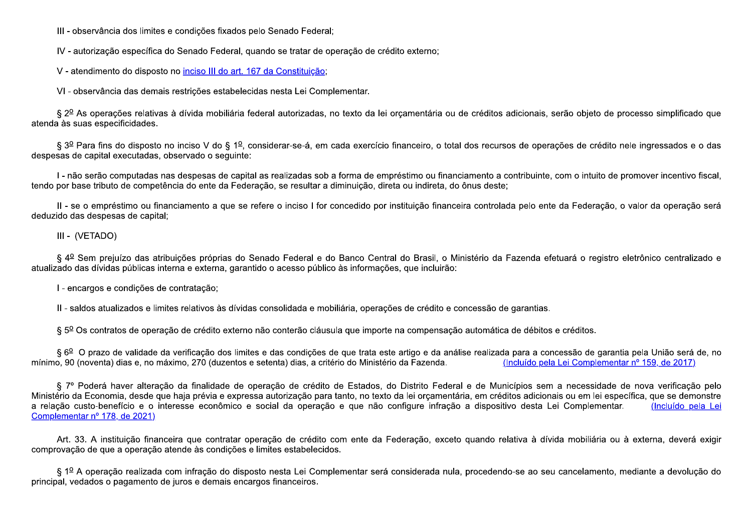III - observância dos limites e condições fixados pelo Senado Federal;

IV - autorização específica do Senado Federal, quando se tratar de operação de crédito externo;

V - atendimento do disposto no inciso III do art. 167 da Constituição;

VI - observância das demais restrições estabelecidas nesta Lei Complementar.

§ 2º As operações relativas à dívida mobiliária federal autorizadas, no texto da lei orçamentária ou de créditos adicionais, serão objeto de processo simplificado que atenda às suas especificidades.

§ 3º Para fins do disposto no inciso V do § 1º, considerar-se-á, em cada exercício financeiro, o total dos recursos de operações de crédito nele ingressados e o das despesas de capital executadas, observado o seguinte:

I - não serão computadas nas despesas de capital as realizadas sob a forma de empréstimo ou financiamento a contribuinte, com o intuito de promover incentivo fiscal, tendo por base tributo de competência do ente da Federação, se resultar a diminuição, direta ou indireta, do ônus deste;

II - se o empréstimo ou financiamento a que se refere o inciso I for concedido por instituição financeira controlada pelo ente da Federação, o valor da operação será deduzido das despesas de capital;

III - (VETADO)

§ 4º Sem prejuízo das atribuições próprias do Senado Federal e do Banco Central do Brasil, o Ministério da Fazenda efetuará o registro eletrônico centralizado e atualizado das dívidas públicas interna e externa, garantido o acesso público às informações, que incluirão:

I - encargos e condições de contratação;

II - saldos atualizados e limites relativos às dívidas consolidada e mobiliária, operações de crédito e concessão de garantias.

§ 5º Os contratos de operação de crédito externo não conterão cláusula que importe na compensação automática de débitos e créditos.

§ 6º O prazo de validade da verificação dos limites e das condições de que trata este artigo e da análise realizada para a concessão de garantia pela União será de, no mínimo, 90 (noventa) dias e, no máximo, 270 (duzentos e setenta) dias, a critério do Ministério da Fazenda. (Incluído pela Lei Complementar nº 159, de 2017)

§ 7º Poderá haver alteração da finalidade de operação de crédito de Estados, do Distrito Federal e de Municípios sem a necessidade de nova verificação pelo Ministério da Economia, desde que haja prévia e expressa autorização para tanto, no texto da lei orçamentária, em créditos adicionais ou em lei específica, que se demonstre a relação custo-benefício e o interesse econômico e social da operação e que não configure infração a dispositivo desta Lei Complementar. (Incluído pela Lei Complementar nº 178, de 2021)

Art. 33. A instituição financeira que contratar operação de crédito com ente da Federação, exceto quando relativa à dívida mobiliária ou à externa, deverá exigir comprovação de que a operação atende às condições e limites estabelecidos.

§ 1º A operação realizada com infração do disposto nesta Lei Complementar será considerada nula, procedendo-se ao seu cancelamento, mediante a devolução do principal, vedados o pagamento de juros e demais encargos financeiros.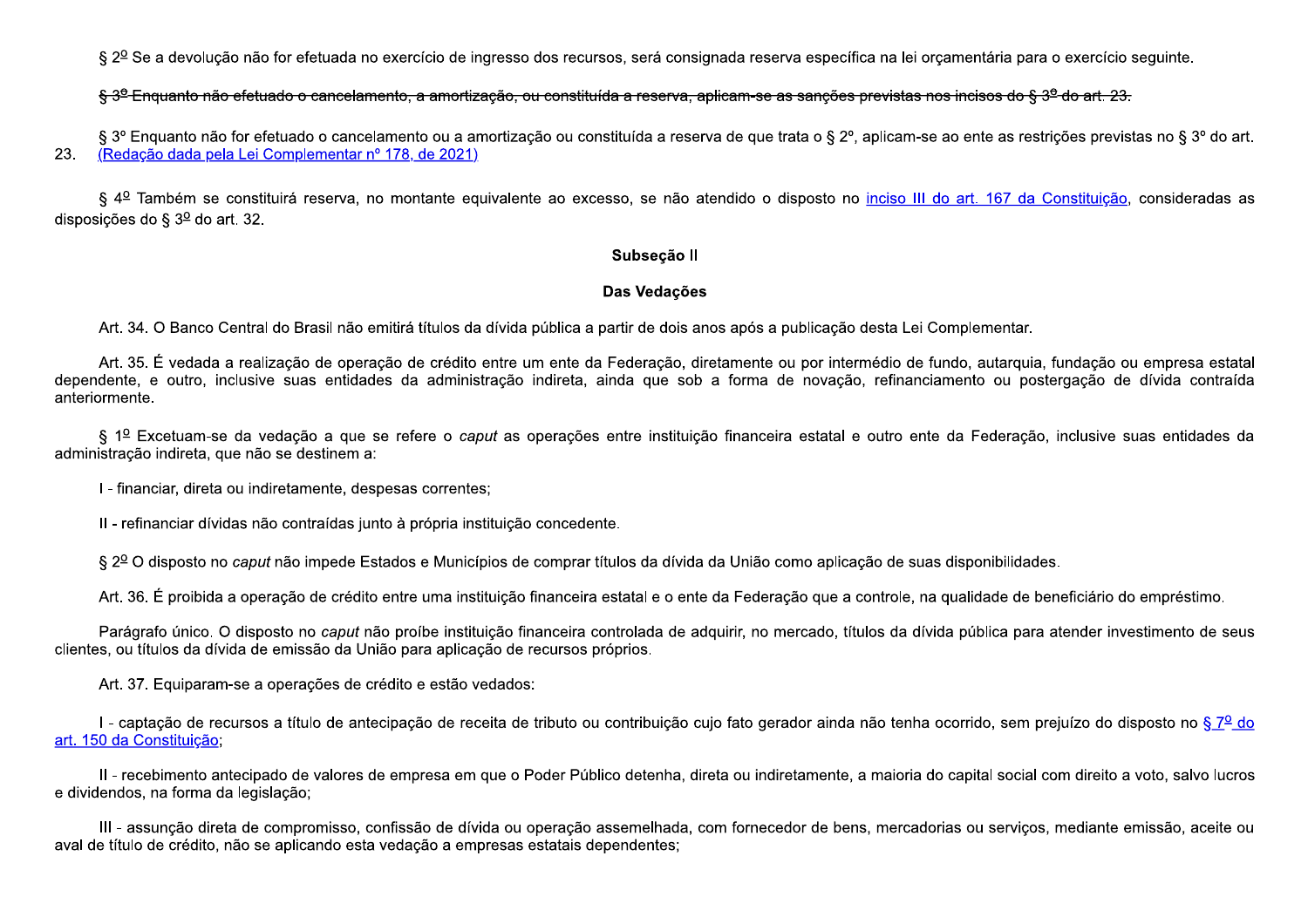§ 2º Se a devolução não for efetuada no exercício de ingresso dos recursos, será consignada reserva específica na lei orçamentária para o exercício seguinte.

~~§ 3º Enquanto não efetuado o cancelamento, a amortização, ou constituída a reserva, aplicam-se as sanções previstas nos incisos do § 3º do art. 23.~~

§ 3º Enquanto não for efetuado o cancelamento ou a amortização ou constituída a reserva de que trata o § 2º, aplicam-se ao ente as restrições previstas no § 3º do art. 23. (Redação dada pela Lei Complementar nº 178, de 2021)

§ 4º Também se constituirá reserva, no montante equivalente ao excesso, se não atendido o disposto no inciso III do art. 167 da Constituição, consideradas as disposições do § 3º do art. 32.

### Subseção II

### Das Vedações

Art. 34. O Banco Central do Brasil não emitirá títulos da dívida pública a partir de dois anos após a publicação desta Lei Complementar.

Art. 35. É vedada a realização de operação de crédito entre um ente da Federação, diretamente ou por intermédio de fundo, autarquia, fundação ou empresa estatal dependente, e outro, inclusive suas entidades da administração indireta, ainda que sob a forma de novação, refinanciamento ou postergação de dívida contraída anteriormente.

§ 1º Excetuam-se da vedação a que se refere o *caput* as operações entre instituição financeira estatal e outro ente da Federação, inclusive suas entidades da administração indireta, que não se destinem a:

I - financiar, direta ou indiretamente, despesas correntes;

II - refinanciar dívidas não contraídas junto à própria instituição concedente.

§ 2º O disposto no *caput* não impede Estados e Municípios de comprar títulos da dívida da União como aplicação de suas disponibilidades.

Art. 36. É proibida a operação de crédito entre uma instituição financeira estatal e o ente da Federação que a controle, na qualidade de beneficiário do empréstimo.

Parágrafo único. O disposto no *caput* não proíbe instituição financeira controlada de adquirir, no mercado, títulos da dívida pública para atender investimento de seus clientes, ou títulos da dívida de emissão da União para aplicação de recursos próprios.

Art. 37. Equiparam-se a operações de crédito e estão vedados:

I - captação de recursos a título de antecipação de receita de tributo ou contribuição cujo fato gerador ainda não tenha ocorrido, sem prejuízo do disposto no § 7º do art. 150 da Constituição;

II - recebimento antecipado de valores de empresa em que o Poder Público detenha, direta ou indiretamente, a maioria do capital social com direito a voto, salvo lucros e dividendos, na forma da legislação;

III - assunção direta de compromisso, confissão de dívida ou operação assemelhada, com fornecedor de bens, mercadorias ou serviços, mediante emissão, aceite ou aval de título de crédito, não se aplicando esta vedação a empresas estatais dependentes;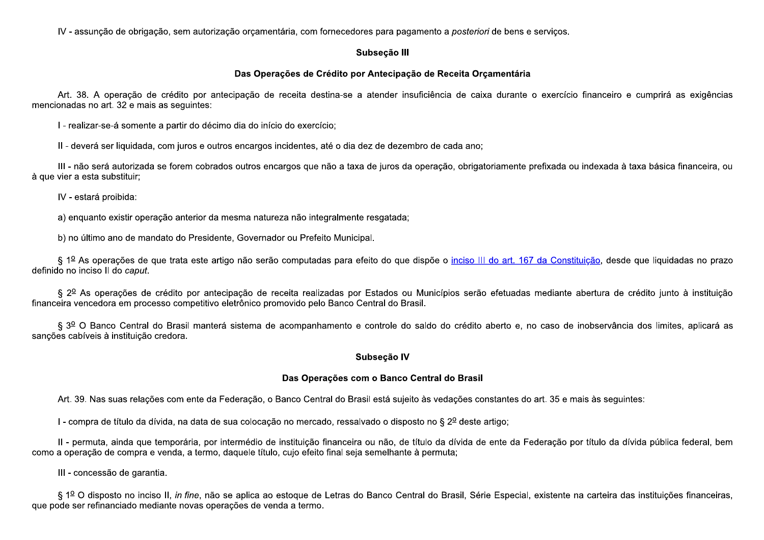IV - assunção de obrigação, sem autorização orçamentária, com fornecedores para pagamento a *posteriori* de bens e serviços.

**Subseção III**

**Das Operações de Crédito por Antecipação de Receita Orçamentária**

Art. 38. A operação de crédito por antecipação de receita destina-se a atender insuficiência de caixa durante o exercício financeiro e cumprirá as exigências mencionadas no art. 32 e mais as seguintes:

I - realizar-se-á somente a partir do décimo dia do início do exercício;

II - deverá ser liquidada, com juros e outros encargos incidentes, até o dia dez de dezembro de cada ano;

III - não será autorizada se forem cobrados outros encargos que não a taxa de juros da operação, obrigatoriamente prefixada ou indexada à taxa básica financeira, ou à que vier a esta substituir;

IV - estará proibida:

a) enquanto existir operação anterior da mesma natureza não integralmente resgatada;

b) no último ano de mandato do Presidente, Governador ou Prefeito Municipal.

§ 1º As operações de que trata este artigo não serão computadas para efeito do que dispõe o inciso III do art. 167 da Constituição, desde que liquidadas no prazo definido no inciso II do *caput*.

§ 2º As operações de crédito por antecipação de receita realizadas por Estados ou Municípios serão efetuadas mediante abertura de crédito junto à instituição financeira vencedora em processo competitivo eletrônico promovido pelo Banco Central do Brasil.

§ 3º O Banco Central do Brasil manterá sistema de acompanhamento e controle do saldo do crédito aberto e, no caso de inobservância dos limites, aplicará as sanções cabíveis à instituição credora.

**Subseção IV**

**Das Operações com o Banco Central do Brasil**

Art. 39. Nas suas relações com ente da Federação, o Banco Central do Brasil está sujeito às vedações constantes do art. 35 e mais às seguintes:

I - compra de título da dívida, na data de sua colocação no mercado, ressalvado o disposto no § 2º deste artigo;

II - permuta, ainda que temporária, por intermédio de instituição financeira ou não, de título da dívida de ente da Federação por título da dívida pública federal, bem como a operação de compra e venda, a termo, daquele título, cujo efeito final seja semelhante à permuta;

III - concessão de garantia.

§ 1º O disposto no inciso II, *in fine*, não se aplica ao estoque de Letras do Banco Central do Brasil, Série Especial, existente na carteira das instituições financeiras, que pode ser refinanciado mediante novas operações de venda a termo.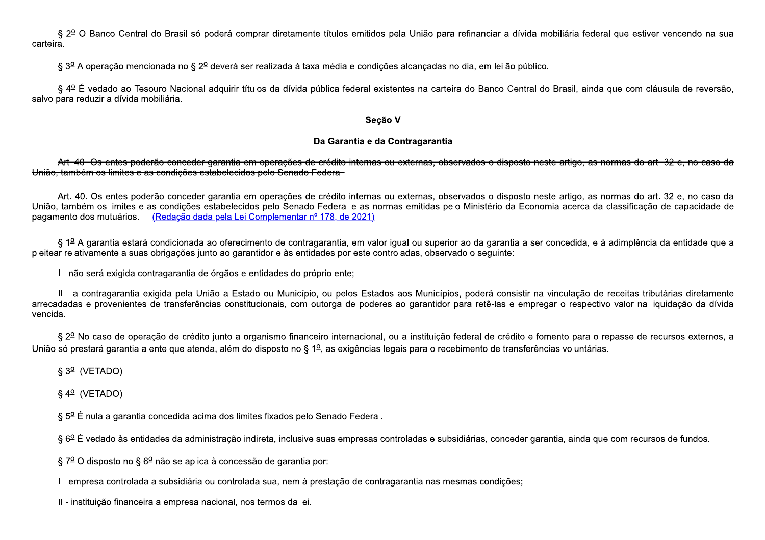§ 2º O Banco Central do Brasil só poderá comprar diretamente títulos emitidos pela União para refinanciar a dívida mobiliária federal que estiver vencendo na sua carteira.

§ 3º A operação mencionada no § 2º deverá ser realizada à taxa média e condições alcançadas no dia, em leilão público.

§ 4º É vedado ao Tesouro Nacional adquirir títulos da dívida pública federal existentes na carteira do Banco Central do Brasil, ainda que com cláusula de reversão, salvo para reduzir a dívida mobiliária.

### Seção V

### Da Garantia e da Contragarantia

~~Art. 40. Os entes poderão conceder garantia em operações de crédito internas ou externas, observados o disposto neste artigo, as normas do art. 32 e, no caso da União, também os limites e as condições estabelecidos pelo Senado Federal.~~

Art. 40. Os entes poderão conceder garantia em operações de crédito internas ou externas, observados o disposto neste artigo, as normas do art. 32 e, no caso da União, também os limites e as condições estabelecidos pelo Senado Federal e as normas emitidas pelo Ministério da Economia acerca da classificação de capacidade de pagamento dos mutuários. (Redação dada pela Lei Complementar nº 178, de 2021)

§ 1º A garantia estará condicionada ao oferecimento de contragarantia, em valor igual ou superior ao da garantia a ser concedida, e à adimplência da entidade que a pleitear relativamente a suas obrigações junto ao garantidor e às entidades por este controladas, observado o seguinte:

I - não será exigida contragarantia de órgãos e entidades do próprio ente;

II - a contragarantia exigida pela União a Estado ou Município, ou pelos Estados aos Municípios, poderá consistir na vinculação de receitas tributárias diretamente arrecadadas e provenientes de transferências constitucionais, com outorga de poderes ao garantidor para retê-las e empregar o respectivo valor na liquidação da dívida vencida.

§ 2º No caso de operação de crédito junto a organismo financeiro internacional, ou a instituição federal de crédito e fomento para o repasse de recursos externos, a União só prestará garantia a ente que atenda, além do disposto no § 1º, as exigências legais para o recebimento de transferências voluntárias.

§ 3º (VETADO)

§ 4º (VETADO)

§ 5º É nula a garantia concedida acima dos limites fixados pelo Senado Federal.

§ 6º É vedado às entidades da administração indireta, inclusive suas empresas controladas e subsidiárias, conceder garantia, ainda que com recursos de fundos.

§ 7º O disposto no § 6º não se aplica à concessão de garantia por:

I - empresa controlada a subsidiária ou controlada sua, nem à prestação de contragarantia nas mesmas condições;

II - instituição financeira a empresa nacional, nos termos da lei.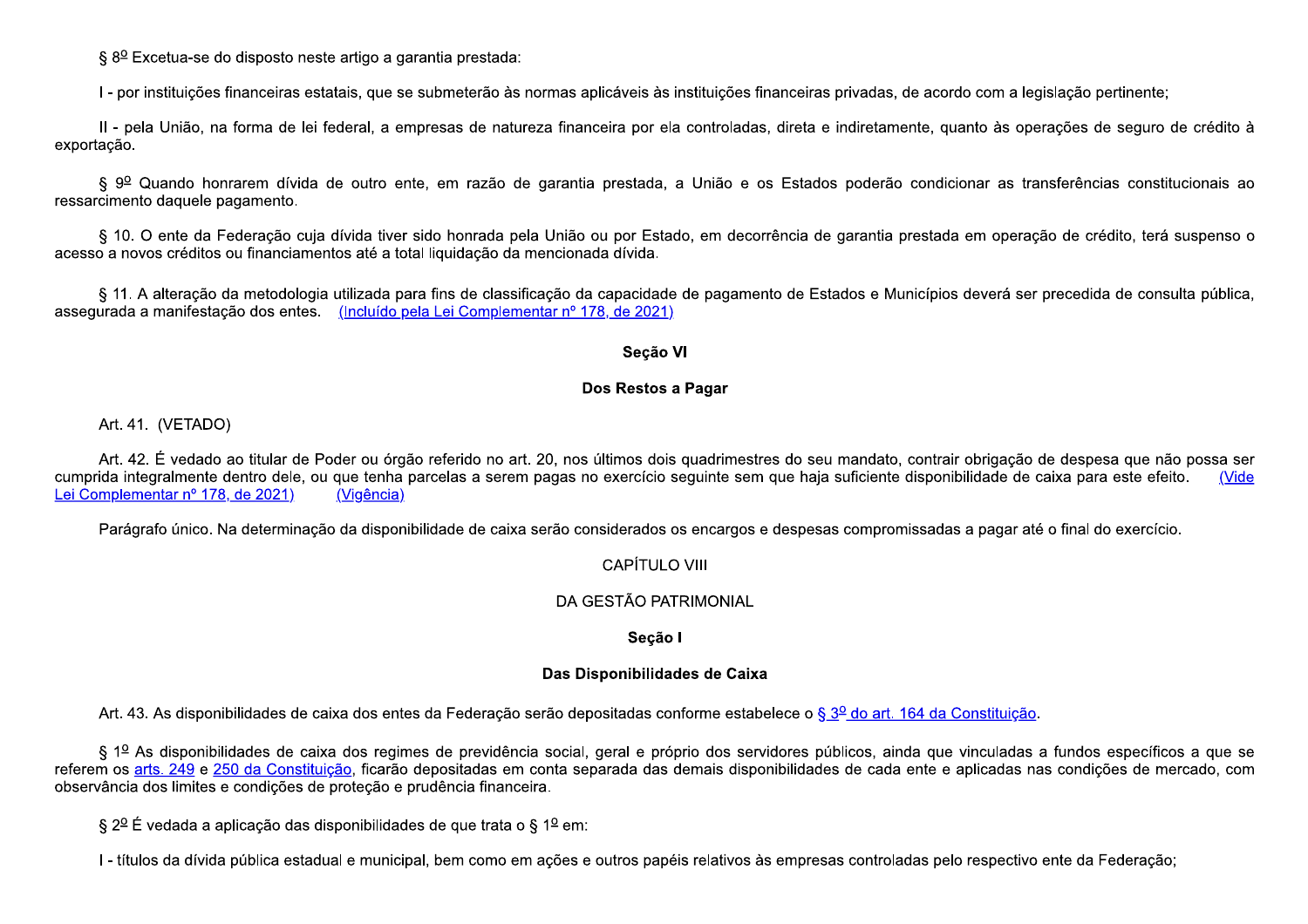§ 8º Excetua-se do disposto neste artigo a garantia prestada:

I - por instituições financeiras estatais, que se submeterão às normas aplicáveis às instituições financeiras privadas, de acordo com a legislação pertinente;

II - pela União, na forma de lei federal, a empresas de natureza financeira por ela controladas, direta e indiretamente, quanto às operações de seguro de crédito à exportação.

§ 9º Quando honrarem dívida de outro ente, em razão de garantia prestada, a União e os Estados poderão condicionar as transferências constitucionais ao ressarcimento daquele pagamento.

§ 10. O ente da Federação cuja dívida tiver sido honrada pela União ou por Estado, em decorrência de garantia prestada em operação de crédito, terá suspenso o acesso a novos créditos ou financiamentos até a total liquidação da mencionada dívida.

§ 11. A alteração da metodologia utilizada para fins de classificação da capacidade de pagamento de Estados e Municípios deverá ser precedida de consulta pública, assegurada a manifestação dos entes. (Incluído pela Lei Complementar nº 178, de 2021)

**Seção VI**

**Dos Restos a Pagar**

Art. 41. (VETADO)

Art. 42. É vedado ao titular de Poder ou órgão referido no art. 20, nos últimos dois quadrimestres do seu mandato, contrair obrigação de despesa que não possa ser cumprida integralmente dentro dele, ou que tenha parcelas a serem pagas no exercício seguinte sem que haja suficiente disponibilidade de caixa para este efeito. (Vide Lei Complementar nº 178, de 2021) (Vigência)

Parágrafo único. Na determinação da disponibilidade de caixa serão considerados os encargos e despesas compromissadas a pagar até o final do exercício.

CAPÍTULO VIII

DA GESTÃO PATRIMONIAL

**Seção I**

**Das Disponibilidades de Caixa**

Art. 43. As disponibilidades de caixa dos entes da Federação serão depositadas conforme estabelece o § 3º do art. 164 da Constituição.

§ 1º As disponibilidades de caixa dos regimes de previdência social, geral e próprio dos servidores públicos, ainda que vinculadas a fundos específicos a que se referem os arts. 249 e 250 da Constituição, ficarão depositadas em conta separada das demais disponibilidades de cada ente e aplicadas nas condições de mercado, com observância dos limites e condições de proteção e prudência financeira.

§ 2º É vedada a aplicação das disponibilidades de que trata o § 1º em:

I - títulos da dívida pública estadual e municipal, bem como em ações e outros papéis relativos às empresas controladas pelo respectivo ente da Federação;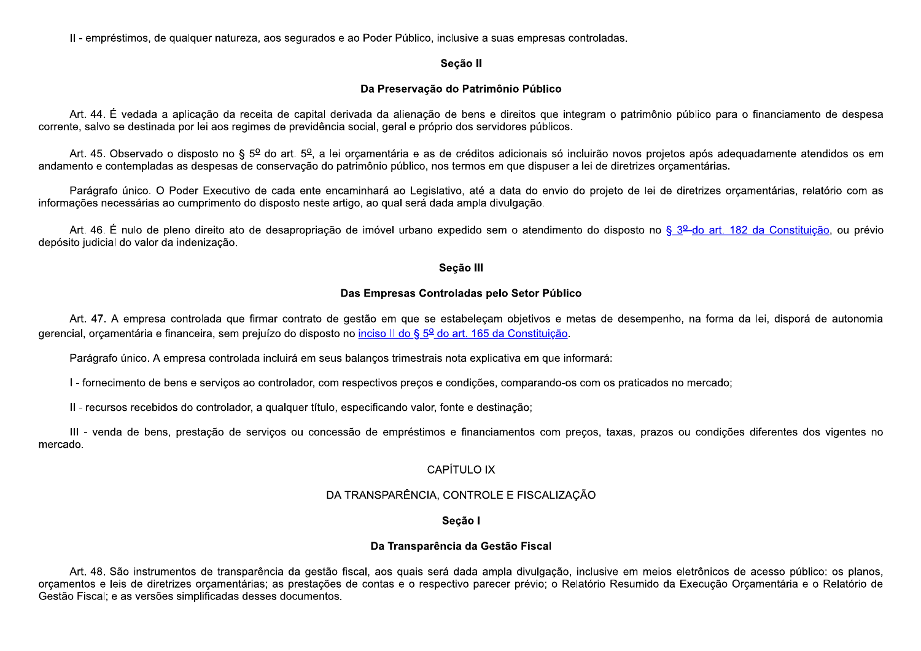II - empréstimos, de qualquer natureza, aos segurados e ao Poder Público, inclusive a suas empresas controladas.

### Seção II

### Da Preservação do Patrimônio Público

Art. 44. É vedada a aplicação da receita de capital derivada da alienação de bens e direitos que integram o patrimônio público para o financiamento de despesa corrente, salvo se destinada por lei aos regimes de previdência social, geral e próprio dos servidores públicos.

Art. 45. Observado o disposto no § 5º do art. 5º, a lei orçamentária e as de créditos adicionais só incluirão novos projetos após adequadamente atendidos os em andamento e contempladas as despesas de conservação do patrimônio público, nos termos em que dispuser a lei de diretrizes orçamentárias.

Parágrafo único. O Poder Executivo de cada ente encaminhará ao Legislativo, até a data do envio do projeto de lei de diretrizes orçamentárias, relatório com as informações necessárias ao cumprimento do disposto neste artigo, ao qual será dada ampla divulgação.

Art. 46. É nulo de pleno direito ato de desapropriação de imóvel urbano expedido sem o atendimento do disposto no § 3º do art. 182 da Constituição, ou prévio depósito judicial do valor da indenização.

### Seção III

### Das Empresas Controladas pelo Setor Público

Art. 47. A empresa controlada que firmar contrato de gestão em que se estabeleçam objetivos e metas de desempenho, na forma da lei, disporá de autonomia gerencial, orçamentária e financeira, sem prejuízo do disposto no inciso II do § 5º do art. 165 da Constituição.

Parágrafo único. A empresa controlada incluirá em seus balanços trimestrais nota explicativa em que informará:

I - fornecimento de bens e serviços ao controlador, com respectivos preços e condições, comparando-os com os praticados no mercado;

II - recursos recebidos do controlador, a qualquer título, especificando valor, fonte e destinação;

III - venda de bens, prestação de serviços ou concessão de empréstimos e financiamentos com preços, taxas, prazos ou condições diferentes dos vigentes no mercado.

## CAPÍTULO IX

## DA TRANSPARÊNCIA, CONTROLE E FISCALIZAÇÃO

### Seção I

### Da Transparência da Gestão Fiscal

Art. 48. São instrumentos de transparência da gestão fiscal, aos quais será dada ampla divulgação, inclusive em meios eletrônicos de acesso público: os planos, orçamentos e leis de diretrizes orçamentárias; as prestações de contas e o respectivo parecer prévio; o Relatório Resumido da Execução Orçamentária e o Relatório de Gestão Fiscal; e as versões simplificadas desses documentos.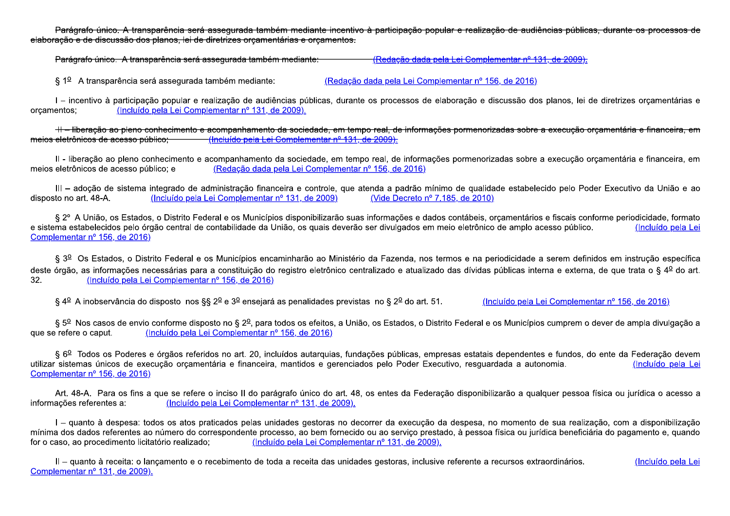~~Parágrafo único. A transparência será assegurada também mediante incentivo à participação popular e realização de audiências públicas, durante os processos de elaboração e de discussão dos planos, lei de diretrizes orçamentárias e orçamentos.~~

~~Parágrafo único. A transparência será assegurada também mediante: (Redação dada pela Lei Complementar nº 131, de 2009).~~

§ 1º A transparência será assegurada também mediante: (Redação dada pela Lei Complementar nº 156, de 2016)

I – incentivo à participação popular e realização de audiências públicas, durante os processos de elaboração e discussão dos planos, lei de diretrizes orçamentárias e orçamentos; (Incluído pela Lei Complementar nº 131, de 2009).

~~II – liberação ao pleno conhecimento e acompanhamento da sociedade, em tempo real, de informações pormenorizadas sobre a execução orçamentária e financeira, em meios eletrônicos de acesso público; (Incluído pela Lei Complementar nº 131, de 2009).~~

II - liberação ao pleno conhecimento e acompanhamento da sociedade, em tempo real, de informações pormenorizadas sobre a execução orçamentária e financeira, em meios eletrônicos de acesso público; e (Redação dada pela Lei Complementar nº 156, de 2016)

III – adoção de sistema integrado de administração financeira e controle, que atenda a padrão mínimo de qualidade estabelecido pelo Poder Executivo da União e ao disposto no art. 48-A. (Incluído pela Lei Complementar nº 131, de 2009) (Vide Decreto nº 7.185, de 2010)

§ 2º A União, os Estados, o Distrito Federal e os Municípios disponibilizarão suas informações e dados contábeis, orçamentários e fiscais conforme periodicidade, formato e sistema estabelecidos pelo órgão central de contabilidade da União, os quais deverão ser divulgados em meio eletrônico de amplo acesso público. (Incluído pela Lei Complementar nº 156, de 2016)

§ 3º Os Estados, o Distrito Federal e os Municípios encaminharão ao Ministério da Fazenda, nos termos e na periodicidade a serem definidos em instrução específica deste órgão, as informações necessárias para a constituição do registro eletrônico centralizado e atualizado das dívidas públicas interna e externa, de que trata o § 4º do art. 32. (Incluído pela Lei Complementar nº 156, de 2016)

§ 4º A inobservância do disposto nos §§ 2º e 3º ensejará as penalidades previstas no § 2º do art. 51. (Incluído pela Lei Complementar nº 156, de 2016)

§ 5º Nos casos de envio conforme disposto no § 2º, para todos os efeitos, a União, os Estados, o Distrito Federal e os Municípios cumprem o dever de ampla divulgação a que se refere o caput. (Incluído pela Lei Complementar nº 156, de 2016)

§ 6º Todos os Poderes e órgãos referidos no art. 20, incluídos autarquias, fundações públicas, empresas estatais dependentes e fundos, do ente da Federação devem utilizar sistemas únicos de execução orçamentária e financeira, mantidos e gerenciados pelo Poder Executivo, resguardada a autonomia. (Incluído pela Lei Complementar nº 156, de 2016)

Art. 48-A. Para os fins a que se refere o inciso II do parágrafo único do art. 48, os entes da Federação disponibilizarão a qualquer pessoa física ou jurídica o acesso a informações referentes a: (Incluído pela Lei Complementar nº 131, de 2009).

I – quanto à despesa: todos os atos praticados pelas unidades gestoras no decorrer da execução da despesa, no momento de sua realização, com a disponibilização mínima dos dados referentes ao número do correspondente processo, ao bem fornecido ou ao serviço prestado, à pessoa física ou jurídica beneficiária do pagamento e, quando for o caso, ao procedimento licitatório realizado; (Incluído pela Lei Complementar nº 131, de 2009).

II – quanto à receita: o lançamento e o recebimento de toda a receita das unidades gestoras, inclusive referente a recursos extraordinários. (Incluído pela Lei Complementar nº 131, de 2009).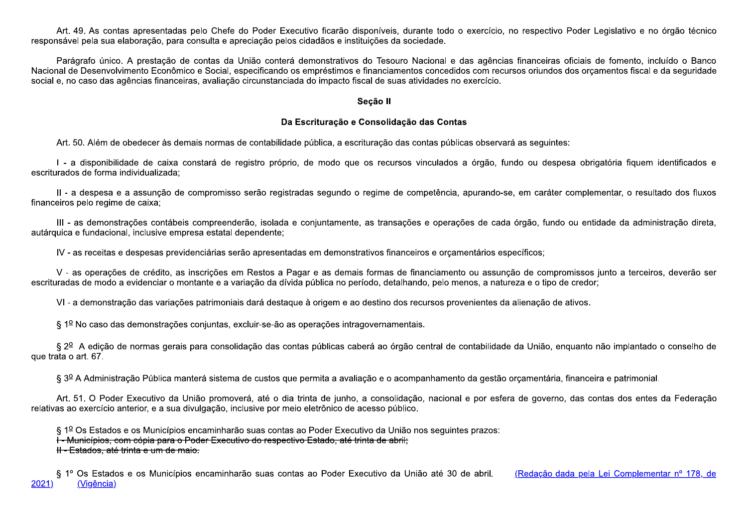Art. 49. As contas apresentadas pelo Chefe do Poder Executivo ficarão disponíveis, durante todo o exercício, no respectivo Poder Legislativo e no órgão técnico responsável pela sua elaboração, para consulta e apreciação pelos cidadãos e instituições da sociedade.

Parágrafo único. A prestação de contas da União conterá demonstrativos do Tesouro Nacional e das agências financeiras oficiais de fomento, incluído o Banco Nacional de Desenvolvimento Econômico e Social, especificando os empréstimos e financiamentos concedidos com recursos oriundos dos orçamentos fiscal e da seguridade social e, no caso das agências financeiras, avaliação circunstanciada do impacto fiscal de suas atividades no exercício.

**Seção II**

**Da Escrituração e Consolidação das Contas**

Art. 50. Além de obedecer às demais normas de contabilidade pública, a escrituração das contas públicas observará as seguintes:

I - a disponibilidade de caixa constará de registro próprio, de modo que os recursos vinculados a órgão, fundo ou despesa obrigatória fiquem identificados e escriturados de forma individualizada;

II - a despesa e a assunção de compromisso serão registradas segundo o regime de competência, apurando-se, em caráter complementar, o resultado dos fluxos financeiros pelo regime de caixa;

III - as demonstrações contábeis compreenderão, isolada e conjuntamente, as transações e operações de cada órgão, fundo ou entidade da administração direta, autárquica e fundacional, inclusive empresa estatal dependente;

IV - as receitas e despesas previdenciárias serão apresentadas em demonstrativos financeiros e orçamentários específicos;

V - as operações de crédito, as inscrições em Restos a Pagar e as demais formas de financiamento ou assunção de compromissos junto a terceiros, deverão ser escrituradas de modo a evidenciar o montante e a variação da dívida pública no período, detalhando, pelo menos, a natureza e o tipo de credor;

VI - a demonstração das variações patrimoniais dará destaque à origem e ao destino dos recursos provenientes da alienação de ativos.

§ 1º No caso das demonstrações conjuntas, excluir-se-ão as operações intragovernamentais.

§ 2º A edição de normas gerais para consolidação das contas públicas caberá ao órgão central de contabilidade da União, enquanto não implantado o conselho de que trata o art. 67.

§ 3º A Administração Pública manterá sistema de custos que permita a avaliação e o acompanhamento da gestão orçamentária, financeira e patrimonial.

Art. 51. O Poder Executivo da União promoverá, até o dia trinta de junho, a consolidação, nacional e por esfera de governo, das contas dos entes da Federação relativas ao exercício anterior, e a sua divulgação, inclusive por meio eletrônico de acesso público.

§ 1º Os Estados e os Municípios encaminharão suas contas ao Poder Executivo da União nos seguintes prazos:
~~I - Municípios, com cópia para o Poder Executivo do respectivo Estado, até trinta de abril;~~
~~II - Estados, até trinta e um de maio.~~

§ 1º Os Estados e os Municípios encaminharão suas contas ao Poder Executivo da União até 30 de abril. (Redação dada pela Lei Complementar nº 178, de 2021) (Vigência)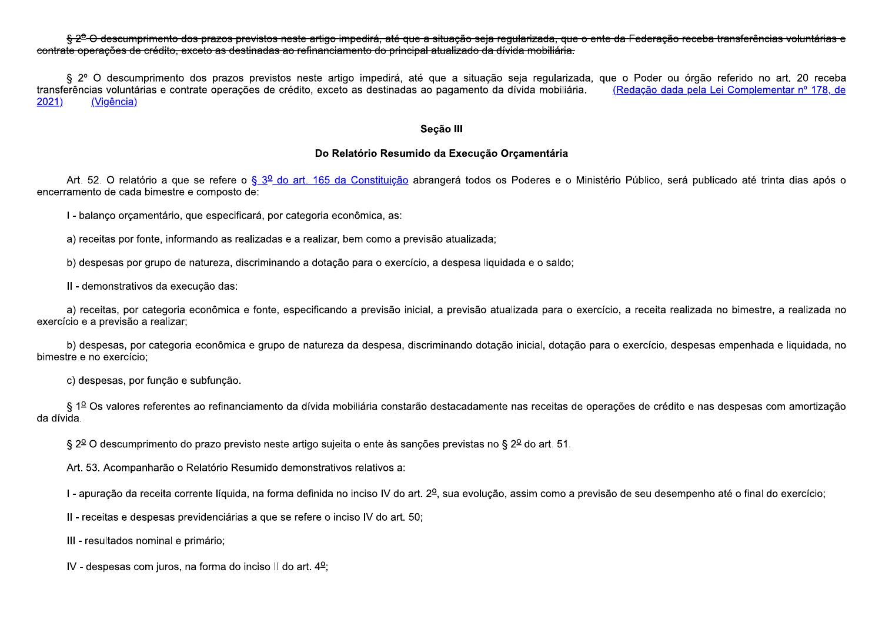~~§ 2º O descumprimento dos prazos previstos neste artigo impedirá, até que a situação seja regularizada, que o ente da Federação receba transferências voluntárias e contrate operações de crédito, exceto as destinadas ao refinanciamento do principal atualizado da dívida mobiliária.~~

§ 2º O descumprimento dos prazos previstos neste artigo impedirá, até que a situação seja regularizada, que o Poder ou órgão referido no art. 20 receba transferências voluntárias e contrate operações de crédito, exceto as destinadas ao pagamento da dívida mobiliária. (Redação dada pela Lei Complementar nº 178, de 2021) (Vigência)

**Seção III**

**Do Relatório Resumido da Execução Orçamentária**

Art. 52. O relatório a que se refere o § 3º do art. 165 da Constituição abrangerá todos os Poderes e o Ministério Público, será publicado até trinta dias após o encerramento de cada bimestre e composto de:

I - balanço orçamentário, que especificará, por categoria econômica, as:

a) receitas por fonte, informando as realizadas e a realizar, bem como a previsão atualizada;

b) despesas por grupo de natureza, discriminando a dotação para o exercício, a despesa liquidada e o saldo;

II - demonstrativos da execução das:

a) receitas, por categoria econômica e fonte, especificando a previsão inicial, a previsão atualizada para o exercício, a receita realizada no bimestre, a realizada no exercício e a previsão a realizar;

b) despesas, por categoria econômica e grupo de natureza da despesa, discriminando dotação inicial, dotação para o exercício, despesas empenhada e liquidada, no bimestre e no exercício;

c) despesas, por função e subfunção.

§ 1º Os valores referentes ao refinanciamento da dívida mobiliária constarão destacadamente nas receitas de operações de crédito e nas despesas com amortização da dívida.

§ 2º O descumprimento do prazo previsto neste artigo sujeita o ente às sanções previstas no § 2º do art. 51.

Art. 53. Acompanharão o Relatório Resumido demonstrativos relativos a:

I - apuração da receita corrente líquida, na forma definida no inciso IV do art. 2º, sua evolução, assim como a previsão de seu desempenho até o final do exercício;

II - receitas e despesas previdenciárias a que se refere o inciso IV do art. 50;

III - resultados nominal e primário;

IV - despesas com juros, na forma do inciso II do art. 4º;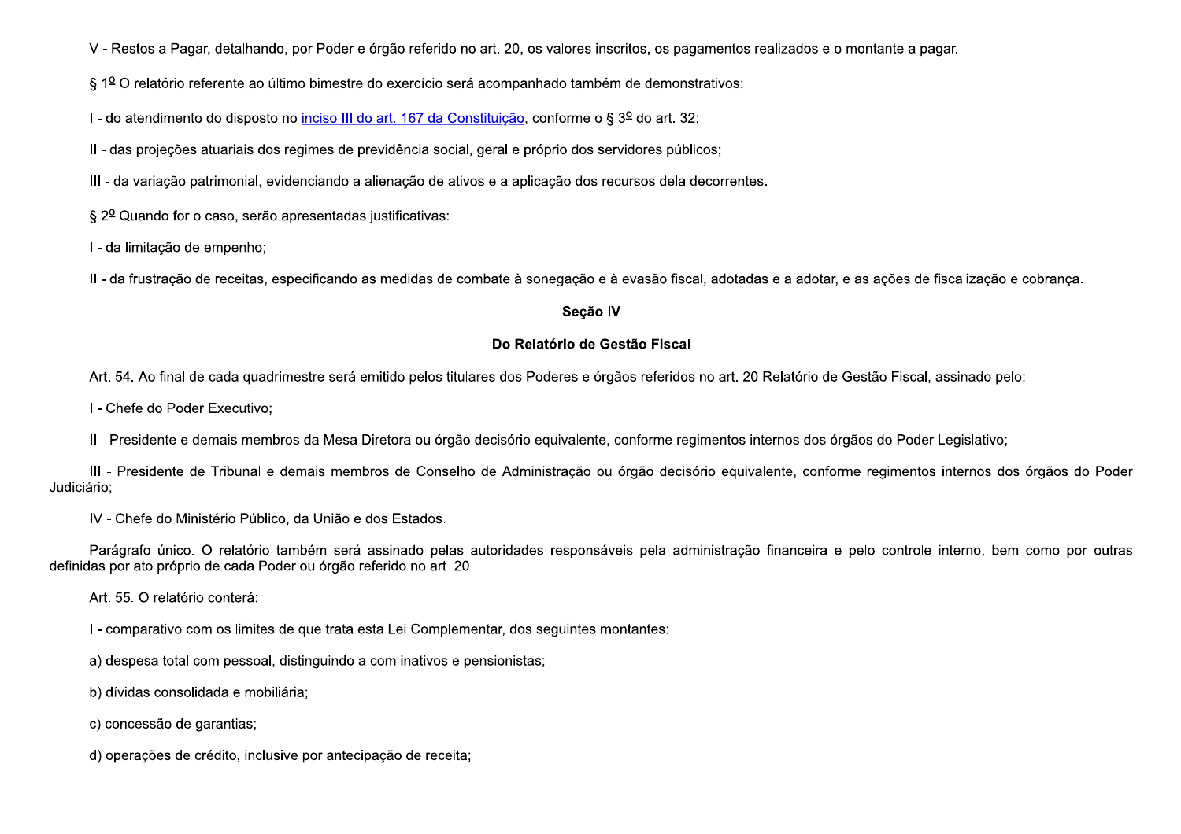V - Restos a Pagar, detalhando, por Poder e órgão referido no art. 20, os valores inscritos, os pagamentos realizados e o montante a pagar.

§ 1º O relatório referente ao último bimestre do exercício será acompanhado também de demonstrativos:

I - do atendimento do disposto no inciso III do art. 167 da Constituição, conforme o § 3º do art. 32;

II - das projeções atuariais dos regimes de previdência social, geral e próprio dos servidores públicos;

III - da variação patrimonial, evidenciando a alienação de ativos e a aplicação dos recursos dela decorrentes.

§ 2º Quando for o caso, serão apresentadas justificativas:

I - da limitação de empenho;

II - da frustração de receitas, especificando as medidas de combate à sonegação e à evasão fiscal, adotadas e a adotar, e as ações de fiscalização e cobrança.

### Seção IV

### Do Relatório de Gestão Fiscal

Art. 54. Ao final de cada quadrimestre será emitido pelos titulares dos Poderes e órgãos referidos no art. 20 Relatório de Gestão Fiscal, assinado pelo:

I - Chefe do Poder Executivo;

II - Presidente e demais membros da Mesa Diretora ou órgão decisório equivalente, conforme regimentos internos dos órgãos do Poder Legislativo;

III - Presidente de Tribunal e demais membros de Conselho de Administração ou órgão decisório equivalente, conforme regimentos internos dos órgãos do Poder Judiciário;

IV - Chefe do Ministério Público, da União e dos Estados.

Parágrafo único. O relatório também será assinado pelas autoridades responsáveis pela administração financeira e pelo controle interno, bem como por outras definidas por ato próprio de cada Poder ou órgão referido no art. 20.

Art. 55. O relatório conterá:

I - comparativo com os limites de que trata esta Lei Complementar, dos seguintes montantes:

a) despesa total com pessoal, distinguindo a com inativos e pensionistas;

b) dívidas consolidada e mobiliária;

c) concessão de garantias;

d) operações de crédito, inclusive por antecipação de receita;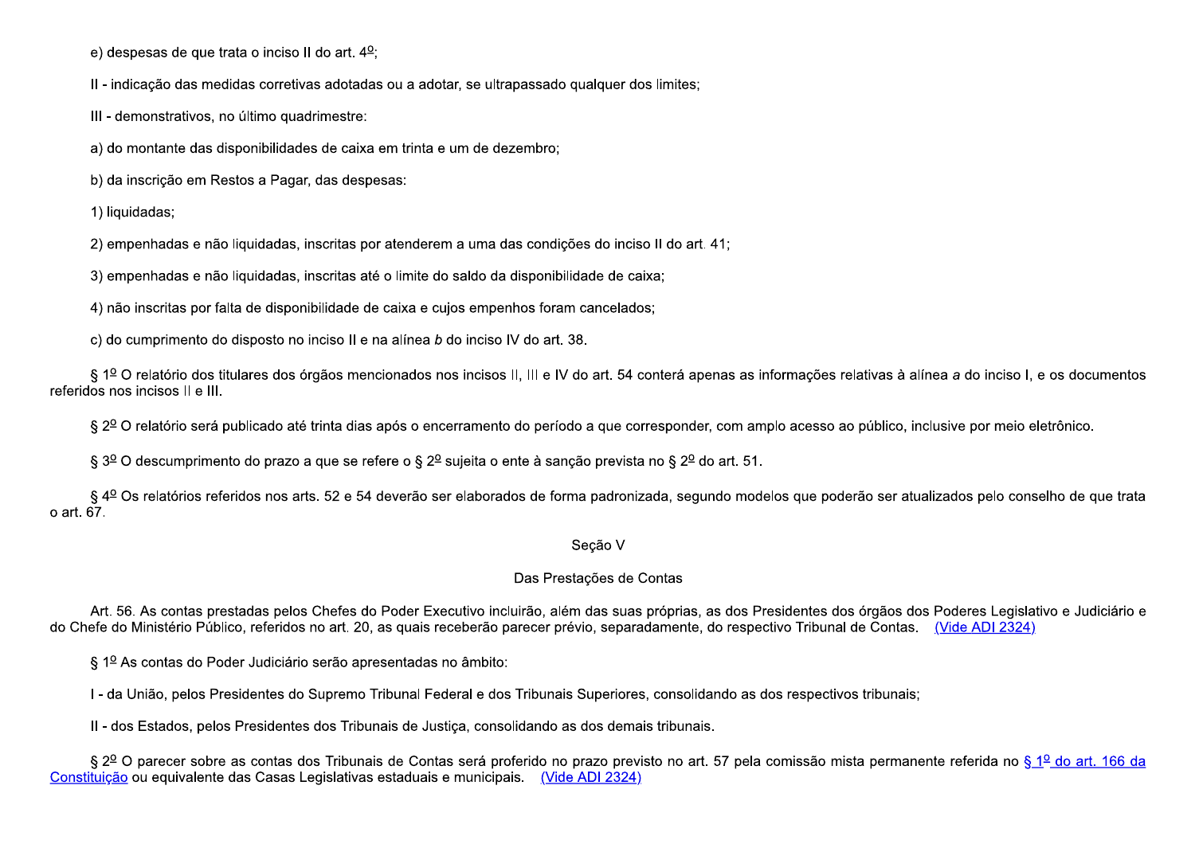e) despesas de que trata o inciso II do art. 4º;

II - indicação das medidas corretivas adotadas ou a adotar, se ultrapassado qualquer dos limites;

III - demonstrativos, no último quadrimestre:

a) do montante das disponibilidades de caixa em trinta e um de dezembro;

b) da inscrição em Restos a Pagar, das despesas:

1) liquidadas;

2) empenhadas e não liquidadas, inscritas por atenderem a uma das condições do inciso II do art. 41;

3) empenhadas e não liquidadas, inscritas até o limite do saldo da disponibilidade de caixa;

4) não inscritas por falta de disponibilidade de caixa e cujos empenhos foram cancelados;

c) do cumprimento do disposto no inciso II e na alínea *b* do inciso IV do art. 38.

§ 1º O relatório dos titulares dos órgãos mencionados nos incisos II, III e IV do art. 54 conterá apenas as informações relativas à alínea *a* do inciso I, e os documentos referidos nos incisos II e III.

§ 2º O relatório será publicado até trinta dias após o encerramento do período a que corresponder, com amplo acesso ao público, inclusive por meio eletrônico.

§ 3º O descumprimento do prazo a que se refere o § 2º sujeita o ente à sanção prevista no § 2º do art. 51.

§ 4º Os relatórios referidos nos arts. 52 e 54 deverão ser elaborados de forma padronizada, segundo modelos que poderão ser atualizados pelo conselho de que trata o art. 67.

### Seção V

### Das Prestações de Contas

Art. 56. As contas prestadas pelos Chefes do Poder Executivo incluirão, além das suas próprias, as dos Presidentes dos órgãos dos Poderes Legislativo e Judiciário e do Chefe do Ministério Público, referidos no art. 20, as quais receberão parecer prévio, separadamente, do respectivo Tribunal de Contas. (Vide ADI 2324)

§ 1º As contas do Poder Judiciário serão apresentadas no âmbito:

I - da União, pelos Presidentes do Supremo Tribunal Federal e dos Tribunais Superiores, consolidando as dos respectivos tribunais;

II - dos Estados, pelos Presidentes dos Tribunais de Justiça, consolidando as dos demais tribunais.

§ 2º O parecer sobre as contas dos Tribunais de Contas será proferido no prazo previsto no art. 57 pela comissão mista permanente referida no § 1º do art. 166 da Constituição ou equivalente das Casas Legislativas estaduais e municipais. (Vide ADI 2324)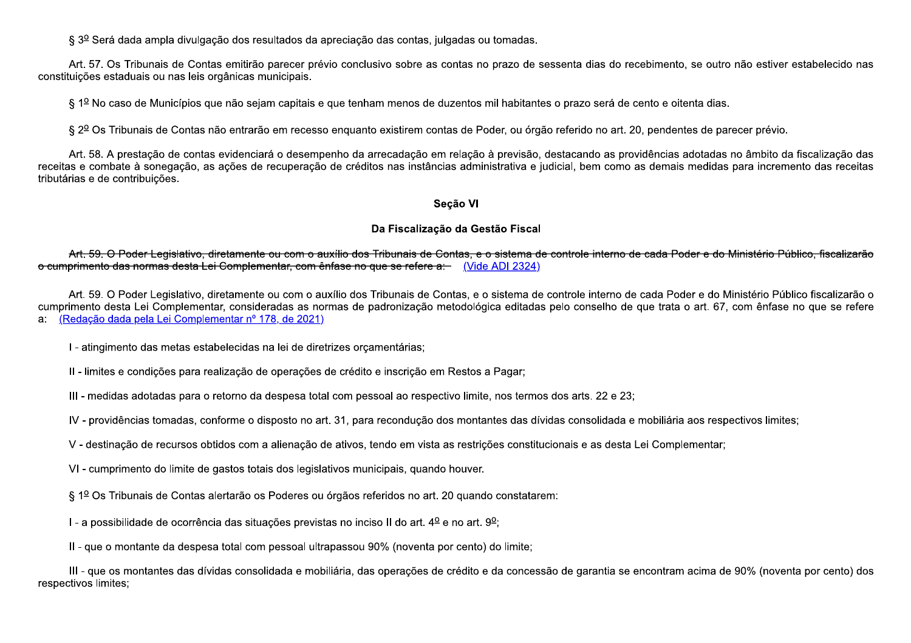§ 3º Será dada ampla divulgação dos resultados da apreciação das contas, julgadas ou tomadas.

Art. 57. Os Tribunais de Contas emitirão parecer prévio conclusivo sobre as contas no prazo de sessenta dias do recebimento, se outro não estiver estabelecido nas constituições estaduais ou nas leis orgânicas municipais.

§ 1º No caso de Municípios que não sejam capitais e que tenham menos de duzentos mil habitantes o prazo será de cento e oitenta dias.

§ 2º Os Tribunais de Contas não entrarão em recesso enquanto existirem contas de Poder, ou órgão referido no art. 20, pendentes de parecer prévio.

Art. 58. A prestação de contas evidenciará o desempenho da arrecadação em relação à previsão, destacando as providências adotadas no âmbito da fiscalização das receitas e combate à sonegação, as ações de recuperação de créditos nas instâncias administrativa e judicial, bem como as demais medidas para incremento das receitas tributárias e de contribuições.

**Seção VI**

**Da Fiscalização da Gestão Fiscal**

~~Art. 59. O Poder Legislativo, diretamente ou com o auxílio dos Tribunais de Contas, e o sistema de controle interno de cada Poder e do Ministério Público, fiscalizarão o cumprimento das normas desta Lei Complementar, com ênfase no que se refere a:~~ (Vide ADI 2324)

Art. 59. O Poder Legislativo, diretamente ou com o auxílio dos Tribunais de Contas, e o sistema de controle interno de cada Poder e do Ministério Público fiscalizarão o cumprimento desta Lei Complementar, consideradas as normas de padronização metodológica editadas pelo conselho de que trata o art. 67, com ênfase no que se refere a: (Redação dada pela Lei Complementar nº 178, de 2021)

I - atingimento das metas estabelecidas na lei de diretrizes orçamentárias;

II - limites e condições para realização de operações de crédito e inscrição em Restos a Pagar;

III - medidas adotadas para o retorno da despesa total com pessoal ao respectivo limite, nos termos dos arts. 22 e 23;

IV - providências tomadas, conforme o disposto no art. 31, para recondução dos montantes das dívidas consolidada e mobiliária aos respectivos limites;

V - destinação de recursos obtidos com a alienação de ativos, tendo em vista as restrições constitucionais e as desta Lei Complementar;

VI - cumprimento do limite de gastos totais dos legislativos municipais, quando houver.

§ 1º Os Tribunais de Contas alertarão os Poderes ou órgãos referidos no art. 20 quando constatarem:

I - a possibilidade de ocorrência das situações previstas no inciso II do art. 4º e no art. 9º;

II - que o montante da despesa total com pessoal ultrapassou 90% (noventa por cento) do limite;

III - que os montantes das dívidas consolidada e mobiliária, das operações de crédito e da concessão de garantia se encontram acima de 90% (noventa por cento) dos respectivos limites;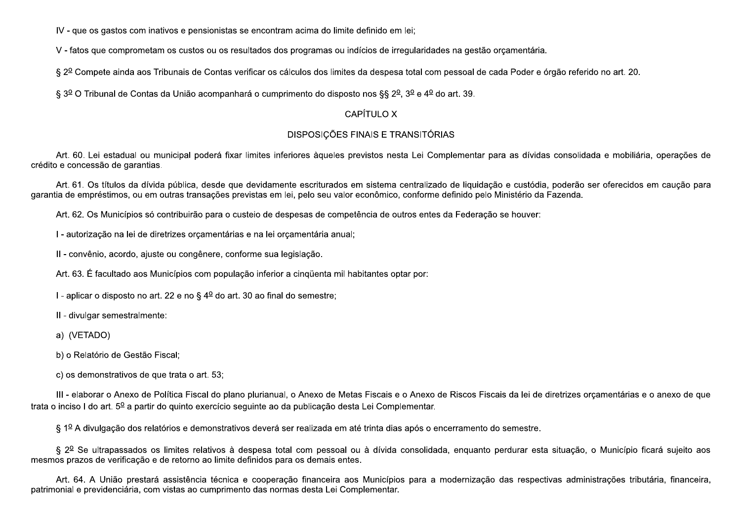IV - que os gastos com inativos e pensionistas se encontram acima do limite definido em lei;

V - fatos que comprometam os custos ou os resultados dos programas ou indícios de irregularidades na gestão orçamentária.

§ 2º Compete ainda aos Tribunais de Contas verificar os cálculos dos limites da despesa total com pessoal de cada Poder e órgão referido no art. 20.

§ 3º O Tribunal de Contas da União acompanhará o cumprimento do disposto nos §§ 2º, 3º e 4º do art. 39.

## CAPÍTULO X

## DISPOSIÇÕES FINAIS E TRANSITÓRIAS

Art. 60. Lei estadual ou municipal poderá fixar limites inferiores àqueles previstos nesta Lei Complementar para as dívidas consolidada e mobiliária, operações de crédito e concessão de garantias.

Art. 61. Os títulos da dívida pública, desde que devidamente escriturados em sistema centralizado de liquidação e custódia, poderão ser oferecidos em caução para garantia de empréstimos, ou em outras transações previstas em lei, pelo seu valor econômico, conforme definido pelo Ministério da Fazenda.

Art. 62. Os Municípios só contribuirão para o custeio de despesas de competência de outros entes da Federação se houver:

I - autorização na lei de diretrizes orçamentárias e na lei orçamentária anual;

II - convênio, acordo, ajuste ou congênere, conforme sua legislação.

Art. 63. É facultado aos Municípios com população inferior a cinqüenta mil habitantes optar por:

I - aplicar o disposto no art. 22 e no § 4º do art. 30 ao final do semestre;

II - divulgar semestralmente:

a) (VETADO)

b) o Relatório de Gestão Fiscal;

c) os demonstrativos de que trata o art. 53;

III - elaborar o Anexo de Política Fiscal do plano plurianual, o Anexo de Metas Fiscais e o Anexo de Riscos Fiscais da lei de diretrizes orçamentárias e o anexo de que trata o inciso I do art. 5º a partir do quinto exercício seguinte ao da publicação desta Lei Complementar.

§ 1º A divulgação dos relatórios e demonstrativos deverá ser realizada em até trinta dias após o encerramento do semestre.

§ 2º Se ultrapassados os limites relativos à despesa total com pessoal ou à dívida consolidada, enquanto perdurar esta situação, o Município ficará sujeito aos mesmos prazos de verificação e de retorno ao limite definidos para os demais entes.

Art. 64. A União prestará assistência técnica e cooperação financeira aos Municípios para a modernização das respectivas administrações tributária, financeira, patrimonial e previdenciária, com vistas ao cumprimento das normas desta Lei Complementar.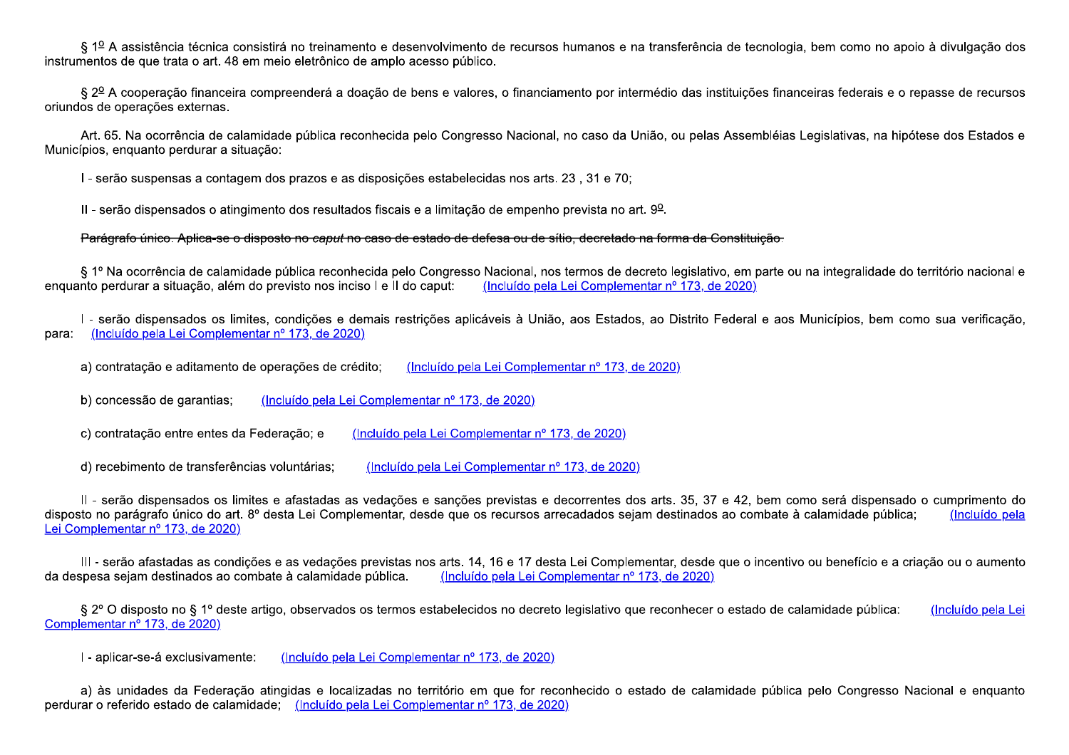§ 1º A assistência técnica consistirá no treinamento e desenvolvimento de recursos humanos e na transferência de tecnologia, bem como no apoio à divulgação dos instrumentos de que trata o art. 48 em meio eletrônico de amplo acesso público.

§ 2º A cooperação financeira compreenderá a doação de bens e valores, o financiamento por intermédio das instituições financeiras federais e o repasse de recursos oriundos de operações externas.

Art. 65. Na ocorrência de calamidade pública reconhecida pelo Congresso Nacional, no caso da União, ou pelas Assembléias Legislativas, na hipótese dos Estados e Municípios, enquanto perdurar a situação:

I - serão suspensas a contagem dos prazos e as disposições estabelecidas nos arts. 23 , 31 e 70;

II - serão dispensados o atingimento dos resultados fiscais e a limitação de empenho prevista no art. 9º.

~~Parágrafo único. Aplica-se o disposto no *caput* no caso de estado de defesa ou de sítio, decretado na forma da Constituição.~~

§ 1º Na ocorrência de calamidade pública reconhecida pelo Congresso Nacional, nos termos de decreto legislativo, em parte ou na integralidade do território nacional e enquanto perdurar a situação, além do previsto nos inciso I e II do caput: (Incluído pela Lei Complementar nº 173, de 2020)

I - serão dispensados os limites, condições e demais restrições aplicáveis à União, aos Estados, ao Distrito Federal e aos Municípios, bem como sua verificação, para: (Incluído pela Lei Complementar nº 173, de 2020)

a) contratação e aditamento de operações de crédito; (Incluído pela Lei Complementar nº 173, de 2020)

b) concessão de garantias; (Incluído pela Lei Complementar nº 173, de 2020)

c) contratação entre entes da Federação; e (Incluído pela Lei Complementar nº 173, de 2020)

d) recebimento de transferências voluntárias; (Incluído pela Lei Complementar nº 173, de 2020)

II - serão dispensados os limites e afastadas as vedações e sanções previstas e decorrentes dos arts. 35, 37 e 42, bem como será dispensado o cumprimento do disposto no parágrafo único do art. 8º desta Lei Complementar, desde que os recursos arrecadados sejam destinados ao combate à calamidade pública; (Incluído pela Lei Complementar nº 173, de 2020)

III - serão afastadas as condições e as vedações previstas nos arts. 14, 16 e 17 desta Lei Complementar, desde que o incentivo ou benefício e a criação ou o aumento da despesa sejam destinados ao combate à calamidade pública. (Incluído pela Lei Complementar nº 173, de 2020)

§ 2º O disposto no § 1º deste artigo, observados os termos estabelecidos no decreto legislativo que reconhecer o estado de calamidade pública: (Incluído pela Lei Complementar nº 173, de 2020)

I - aplicar-se-á exclusivamente: (Incluído pela Lei Complementar nº 173, de 2020)

a) às unidades da Federação atingidas e localizadas no território em que for reconhecido o estado de calamidade pública pelo Congresso Nacional e enquanto perdurar o referido estado de calamidade; (Incluído pela Lei Complementar nº 173, de 2020)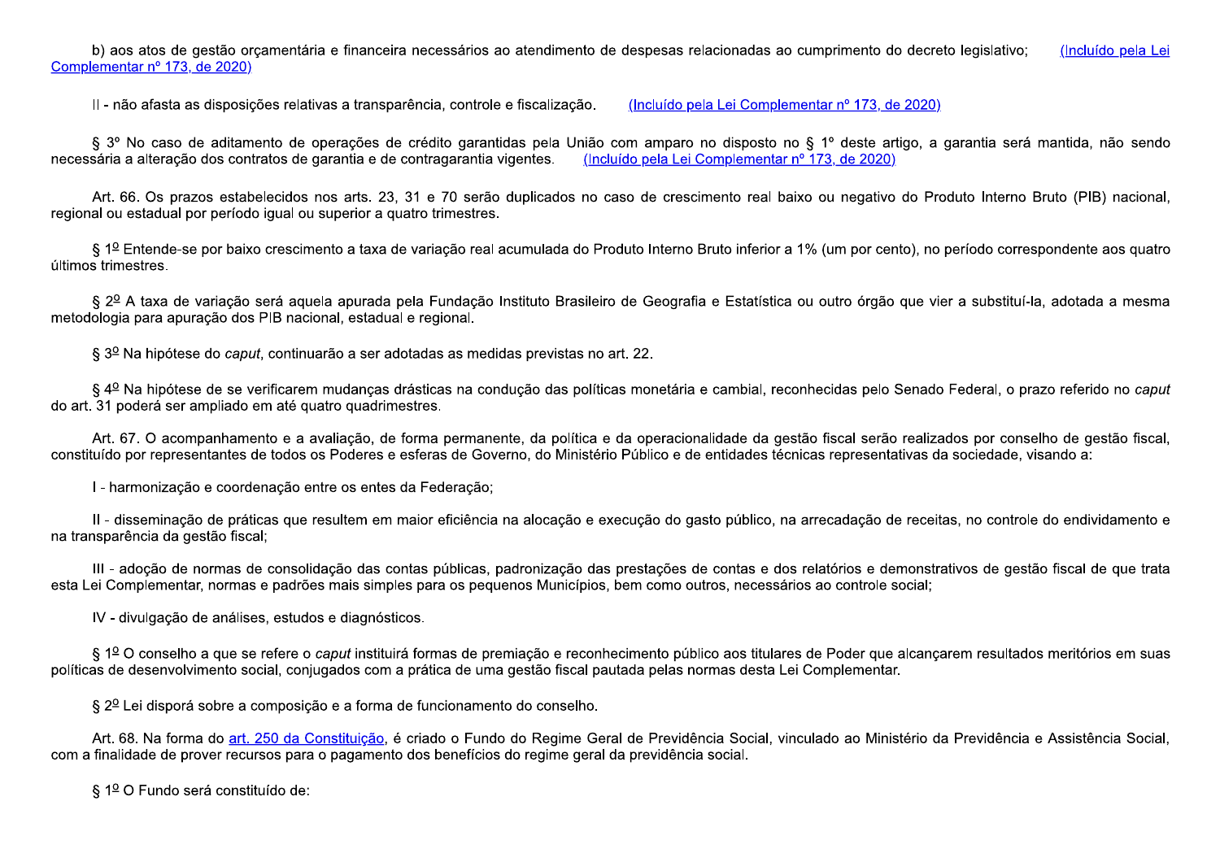b) aos atos de gestão orçamentária e financeira necessários ao atendimento de despesas relacionadas ao cumprimento do decreto legislativo; (Incluído pela Lei Complementar nº 173, de 2020)

II - não afasta as disposições relativas a transparência, controle e fiscalização. (Incluído pela Lei Complementar nº 173, de 2020)

§ 3º No caso de aditamento de operações de crédito garantidas pela União com amparo no disposto no § 1º deste artigo, a garantia será mantida, não sendo necessária a alteração dos contratos de garantia e de contragarantia vigentes. (Incluído pela Lei Complementar nº 173, de 2020)

Art. 66. Os prazos estabelecidos nos arts. 23, 31 e 70 serão duplicados no caso de crescimento real baixo ou negativo do Produto Interno Bruto (PIB) nacional, regional ou estadual por período igual ou superior a quatro trimestres.

§ 1º Entende-se por baixo crescimento a taxa de variação real acumulada do Produto Interno Bruto inferior a 1% (um por cento), no período correspondente aos quatro últimos trimestres.

§ 2º A taxa de variação será aquela apurada pela Fundação Instituto Brasileiro de Geografia e Estatística ou outro órgão que vier a substituí-la, adotada a mesma metodologia para apuração dos PIB nacional, estadual e regional.

§ 3º Na hipótese do *caput*, continuarão a ser adotadas as medidas previstas no art. 22.

§ 4º Na hipótese de se verificarem mudanças drásticas na condução das políticas monetária e cambial, reconhecidas pelo Senado Federal, o prazo referido no *caput* do art. 31 poderá ser ampliado em até quatro quadrimestres.

Art. 67. O acompanhamento e a avaliação, de forma permanente, da política e da operacionalidade da gestão fiscal serão realizados por conselho de gestão fiscal, constituído por representantes de todos os Poderes e esferas de Governo, do Ministério Público e de entidades técnicas representativas da sociedade, visando a:

I - harmonização e coordenação entre os entes da Federação;

II - disseminação de práticas que resultem em maior eficiência na alocação e execução do gasto público, na arrecadação de receitas, no controle do endividamento e na transparência da gestão fiscal;

III - adoção de normas de consolidação das contas públicas, padronização das prestações de contas e dos relatórios e demonstrativos de gestão fiscal de que trata esta Lei Complementar, normas e padrões mais simples para os pequenos Municípios, bem como outros, necessários ao controle social;

IV - divulgação de análises, estudos e diagnósticos.

§ 1º O conselho a que se refere o *caput* instituirá formas de premiação e reconhecimento público aos titulares de Poder que alcançarem resultados meritórios em suas políticas de desenvolvimento social, conjugados com a prática de uma gestão fiscal pautada pelas normas desta Lei Complementar.

§ 2º Lei disporá sobre a composição e a forma de funcionamento do conselho.

Art. 68. Na forma do art. 250 da Constituição, é criado o Fundo do Regime Geral de Previdência Social, vinculado ao Ministério da Previdência e Assistência Social, com a finalidade de prover recursos para o pagamento dos benefícios do regime geral da previdência social.

§ 1º O Fundo será constituído de: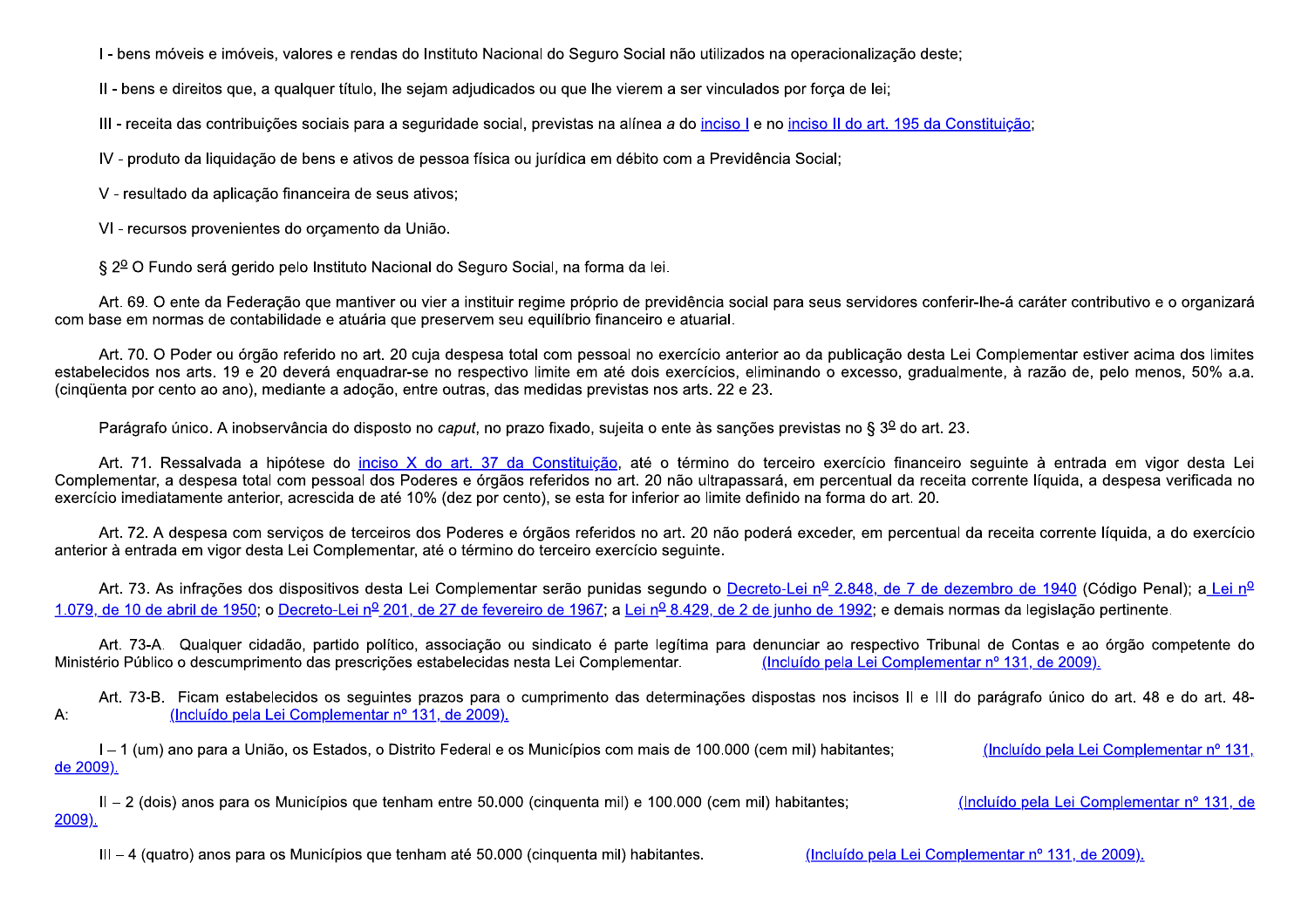I - bens móveis e imóveis, valores e rendas do Instituto Nacional do Seguro Social não utilizados na operacionalização deste;

II - bens e direitos que, a qualquer título, lhe sejam adjudicados ou que lhe vierem a ser vinculados por força de lei;

III - receita das contribuições sociais para a seguridade social, previstas na alínea *a* do inciso I e no inciso II do art. 195 da Constituição;

IV - produto da liquidação de bens e ativos de pessoa física ou jurídica em débito com a Previdência Social;

V - resultado da aplicação financeira de seus ativos;

VI - recursos provenientes do orçamento da União.

§ 2º O Fundo será gerido pelo Instituto Nacional do Seguro Social, na forma da lei.

Art. 69. O ente da Federação que mantiver ou vier a instituir regime próprio de previdência social para seus servidores conferir-lhe-á caráter contributivo e o organizará com base em normas de contabilidade e atuária que preservem seu equilíbrio financeiro e atuarial.

Art. 70. O Poder ou órgão referido no art. 20 cuja despesa total com pessoal no exercício anterior ao da publicação desta Lei Complementar estiver acima dos limites estabelecidos nos arts. 19 e 20 deverá enquadrar-se no respectivo limite em até dois exercícios, eliminando o excesso, gradualmente, à razão de, pelo menos, 50% a.a. (cinqüenta por cento ao ano), mediante a adoção, entre outras, das medidas previstas nos arts. 22 e 23.

Parágrafo único. A inobservância do disposto no *caput*, no prazo fixado, sujeita o ente às sanções previstas no § 3º do art. 23.

Art. 71. Ressalvada a hipótese do inciso X do art. 37 da Constituição, até o término do terceiro exercício financeiro seguinte à entrada em vigor desta Lei Complementar, a despesa total com pessoal dos Poderes e órgãos referidos no art. 20 não ultrapassará, em percentual da receita corrente líquida, a despesa verificada no exercício imediatamente anterior, acrescida de até 10% (dez por cento), se esta for inferior ao limite definido na forma do art. 20.

Art. 72. A despesa com serviços de terceiros dos Poderes e órgãos referidos no art. 20 não poderá exceder, em percentual da receita corrente líquida, a do exercício anterior à entrada em vigor desta Lei Complementar, até o término do terceiro exercício seguinte.

Art. 73. As infrações dos dispositivos desta Lei Complementar serão punidas segundo o Decreto-Lei nº 2.848, de 7 de dezembro de 1940 (Código Penal); a Lei nº 1.079, de 10 de abril de 1950; o Decreto-Lei nº 201, de 27 de fevereiro de 1967; a Lei nº 8.429, de 2 de junho de 1992; e demais normas da legislação pertinente.

Art. 73-A. Qualquer cidadão, partido político, associação ou sindicato é parte legítima para denunciar ao respectivo Tribunal de Contas e ao órgão competente do Ministério Público o descumprimento das prescrições estabelecidas nesta Lei Complementar. (Incluído pela Lei Complementar nº 131, de 2009).

Art. 73-B. Ficam estabelecidos os seguintes prazos para o cumprimento das determinações dispostas nos incisos II e III do parágrafo único do art. 48 e do art. 48-A: (Incluído pela Lei Complementar nº 131, de 2009).

I – 1 (um) ano para a União, os Estados, o Distrito Federal e os Municípios com mais de 100.000 (cem mil) habitantes; (Incluído pela Lei Complementar nº 131, de 2009).

II – 2 (dois) anos para os Municípios que tenham entre 50.000 (cinquenta mil) e 100.000 (cem mil) habitantes; (Incluído pela Lei Complementar nº 131, de 2009).

III – 4 (quatro) anos para os Municípios que tenham até 50.000 (cinquenta mil) habitantes. (Incluído pela Lei Complementar nº 131, de 2009).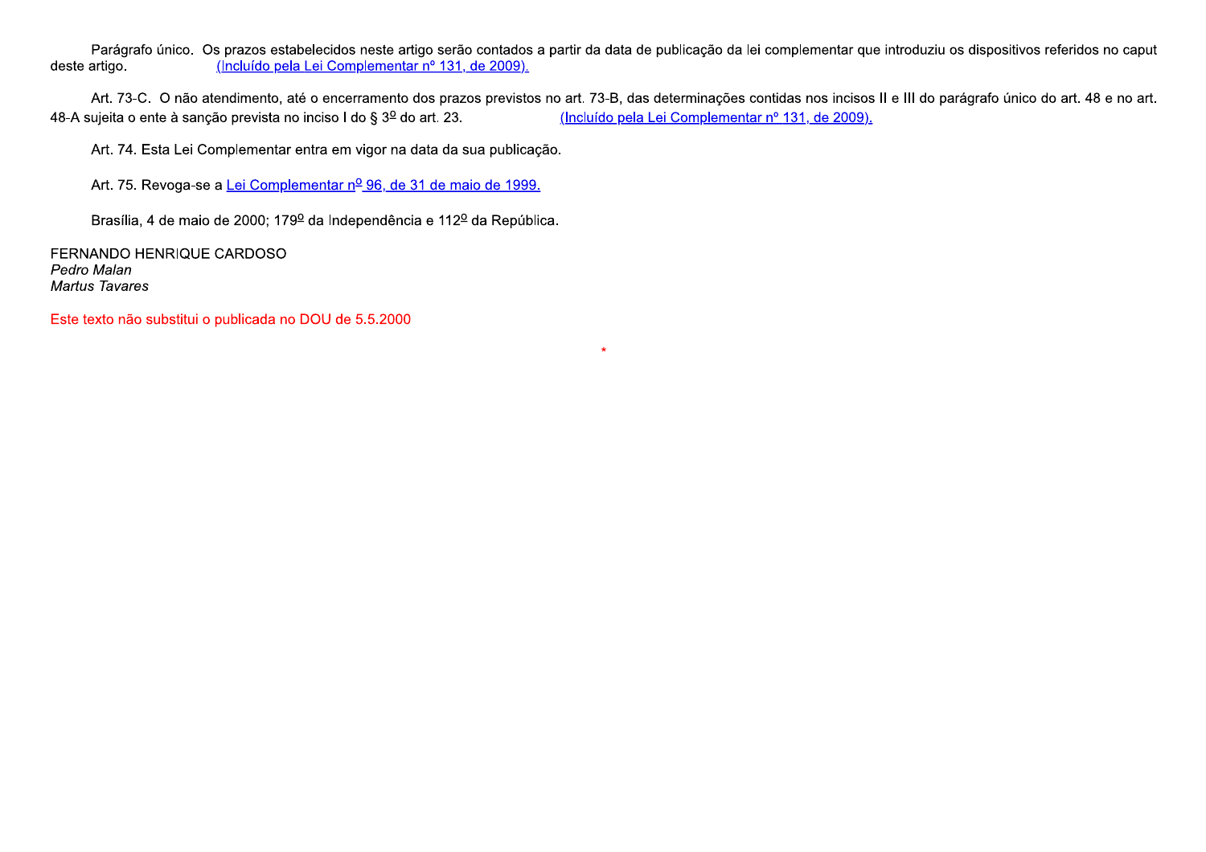Parágrafo único. Os prazos estabelecidos neste artigo serão contados a partir da data de publicação da lei complementar que introduziu os dispositivos referidos no caput deste artigo. (Incluído pela Lei Complementar nº 131, de 2009).

Art. 73-C. O não atendimento, até o encerramento dos prazos previstos no art. 73-B, das determinações contidas nos incisos II e III do parágrafo único do art. 48 e no art. 48-A sujeita o ente à sanção prevista no inciso I do § 3º do art. 23. (Incluído pela Lei Complementar nº 131, de 2009).

Art. 74. Esta Lei Complementar entra em vigor na data da sua publicação.

Art. 75. Revoga-se a Lei Complementar nº 96, de 31 de maio de 1999.

Brasília, 4 de maio de 2000; 179º da Independência e 112º da República.

FERNANDO HENRIQUE CARDOSO
*Pedro Malan*
*Martus Tavares*

Este texto não substitui o publicada no DOU de 5.5.2000

*